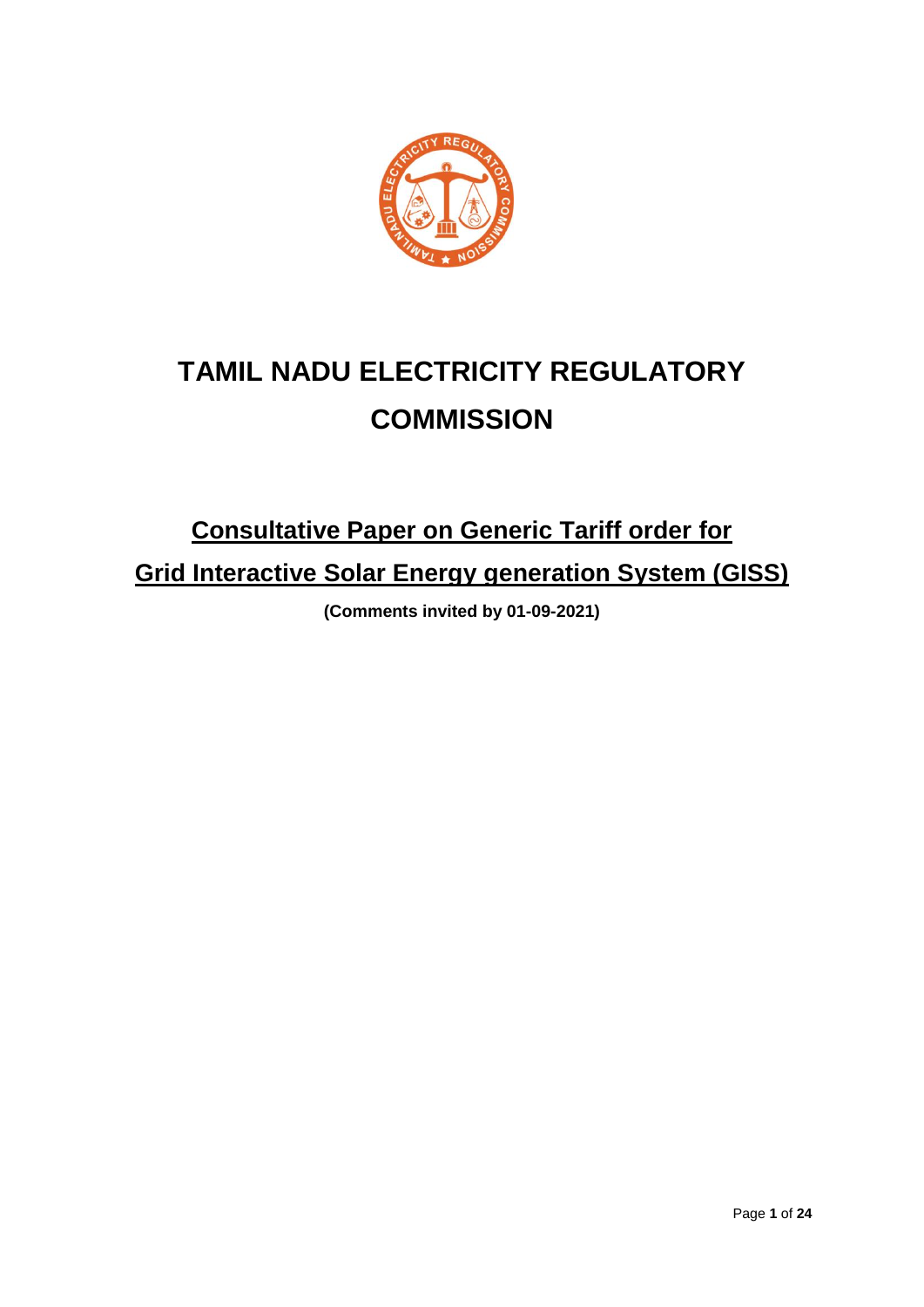# TAMIL NADU ELECTRICITY REGULATORY COMMISSION

## Consultative Paper on Generic Tariff order for Grid Interactive Solar Energy generation System (GISS)

**(Comments invited by 01-09-2021)**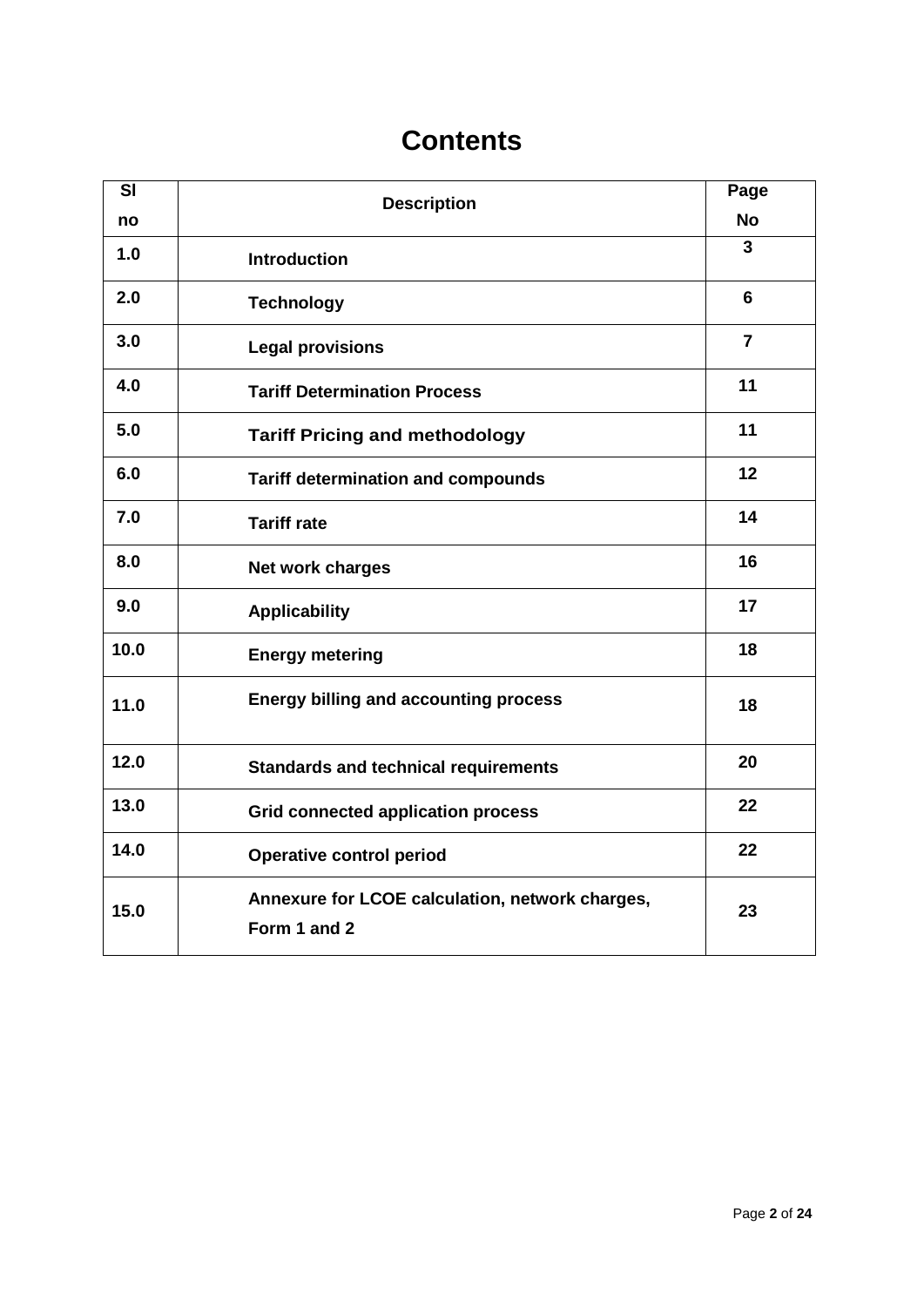# Contents

| Sl no | Description | Page No |
|---|---|---|
| 1.0 | Introduction | 3 |
| 2.0 | Technology | 6 |
| 3.0 | Legal provisions | 7 |
| 4.0 | Tariff Determination Process | 11 |
| 5.0 | Tariff Pricing and methodology | 11 |
| 6.0 | Tariff determination and compounds | 12 |
| 7.0 | Tariff rate | 14 |
| 8.0 | Net work charges | 16 |
| 9.0 | Applicability | 17 |
| 10.0 | Energy metering | 18 |
| 11.0 | Energy billing and accounting process | 18 |
| 12.0 | Standards and technical requirements | 20 |
| 13.0 | Grid connected application process | 22 |
| 14.0 | Operative control period | 22 |
| 15.0 | Annexure for LCOE calculation, network charges, Form 1 and 2 | 23 |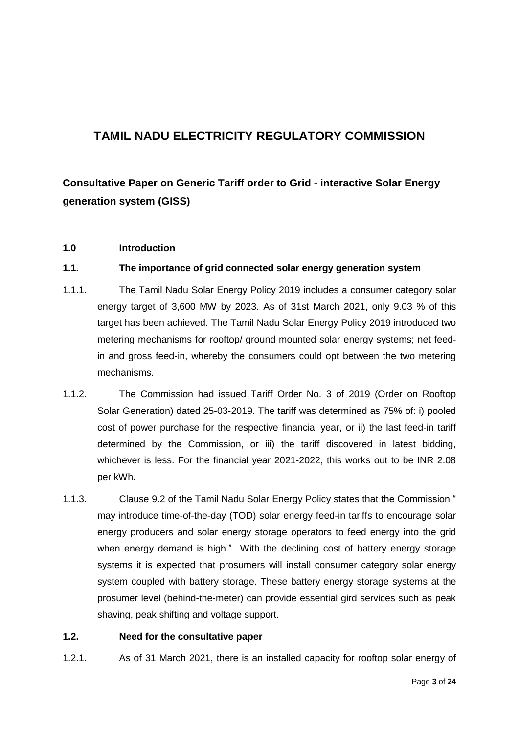# TAMIL NADU ELECTRICITY REGULATORY COMMISSION

## Consultative Paper on Generic Tariff order to Grid - interactive Solar Energy generation system (GISS)

### 1.0 Introduction

### 1.1. The importance of grid connected solar energy generation system

1.1.1. The Tamil Nadu Solar Energy Policy 2019 includes a consumer category solar energy target of 3,600 MW by 2023. As of 31st March 2021, only 9.03 % of this target has been achieved. The Tamil Nadu Solar Energy Policy 2019 introduced two metering mechanisms for rooftop/ ground mounted solar energy systems; net feed-in and gross feed-in, whereby the consumers could opt between the two metering mechanisms.

1.1.2. The Commission had issued Tariff Order No. 3 of 2019 (Order on Rooftop Solar Generation) dated 25-03-2019. The tariff was determined as 75% of: i) pooled cost of power purchase for the respective financial year, or ii) the last feed-in tariff determined by the Commission, or iii) the tariff discovered in latest bidding, whichever is less. For the financial year 2021-2022, this works out to be INR 2.08 per kWh.

1.1.3. Clause 9.2 of the Tamil Nadu Solar Energy Policy states that the Commission " may introduce time-of-the-day (TOD) solar energy feed-in tariffs to encourage solar energy producers and solar energy storage operators to feed energy into the grid when energy demand is high." With the declining cost of battery energy storage systems it is expected that prosumers will install consumer category solar energy system coupled with battery storage. These battery energy storage systems at the prosumer level (behind-the-meter) can provide essential gird services such as peak shaving, peak shifting and voltage support.

### 1.2. Need for the consultative paper

1.2.1. As of 31 March 2021, there is an installed capacity for rooftop solar energy of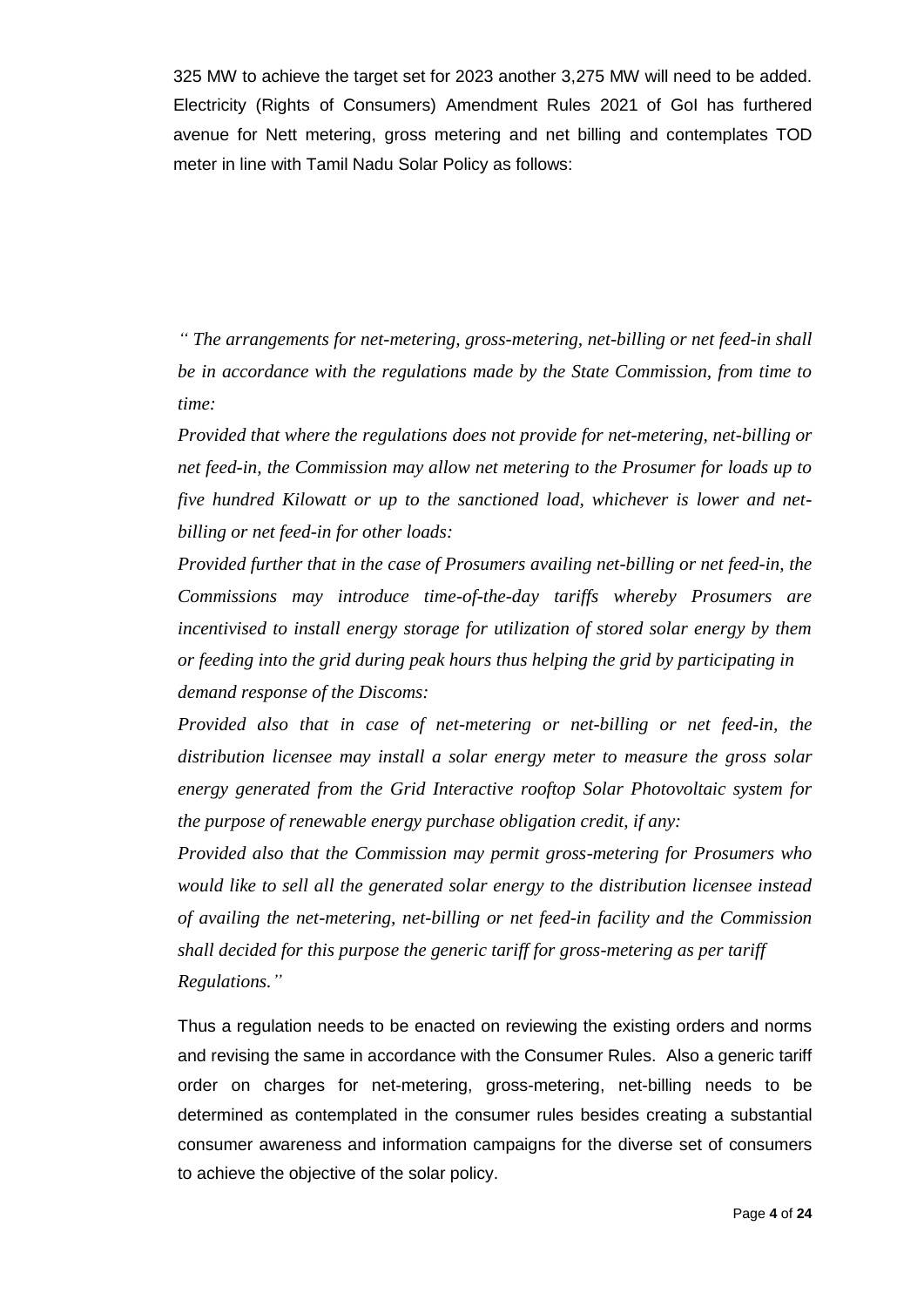325 MW to achieve the target set for 2023 another 3,275 MW will need to be added. Electricity (Rights of Consumers) Amendment Rules 2021 of GoI has furthered avenue for Nett metering, gross metering and net billing and contemplates TOD meter in line with Tamil Nadu Solar Policy as follows:

*" The arrangements for net-metering, gross-metering, net-billing or net feed-in shall be in accordance with the regulations made by the State Commission, from time to time:*

*Provided that where the regulations does not provide for net-metering, net-billing or net feed-in, the Commission may allow net metering to the Prosumer for loads up to five hundred Kilowatt or up to the sanctioned load, whichever is lower and net-billing or net feed-in for other loads:*

*Provided further that in the case of Prosumers availing net-billing or net feed-in, the Commissions may introduce time-of-the-day tariffs whereby Prosumers are incentivised to install energy storage for utilization of stored solar energy by them or feeding into the grid during peak hours thus helping the grid by participating in demand response of the Discoms:*

*Provided also that in case of net-metering or net-billing or net feed-in, the distribution licensee may install a solar energy meter to measure the gross solar energy generated from the Grid Interactive rooftop Solar Photovoltaic system for the purpose of renewable energy purchase obligation credit, if any:*

*Provided also that the Commission may permit gross-metering for Prosumers who would like to sell all the generated solar energy to the distribution licensee instead of availing the net-metering, net-billing or net feed-in facility and the Commission shall decided for this purpose the generic tariff for gross-metering as per tariff Regulations."*

Thus a regulation needs to be enacted on reviewing the existing orders and norms and revising the same in accordance with the Consumer Rules. Also a generic tariff order on charges for net-metering, gross-metering, net-billing needs to be determined as contemplated in the consumer rules besides creating a substantial consumer awareness and information campaigns for the diverse set of consumers to achieve the objective of the solar policy.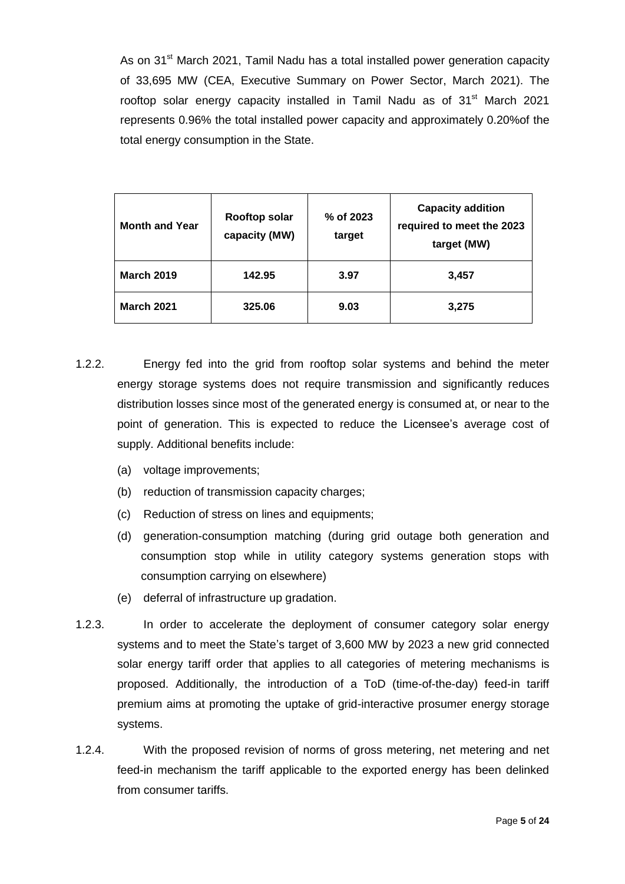As on 31st March 2021, Tamil Nadu has a total installed power generation capacity of 33,695 MW (CEA, Executive Summary on Power Sector, March 2021). The rooftop solar energy capacity installed in Tamil Nadu as of 31st March 2021 represents 0.96% the total installed power capacity and approximately 0.20%of the total energy consumption in the State.

| Month and Year | Rooftop solar capacity (MW) | % of 2023 target | Capacity addition required to meet the 2023 target (MW) |
|---|---|---|---|
| **March 2019** | **142.95** | **3.97** | **3,457** |
| **March 2021** | **325.06** | **9.03** | **3,275** |

1.2.2. Energy fed into the grid from rooftop solar systems and behind the meter energy storage systems does not require transmission and significantly reduces distribution losses since most of the generated energy is consumed at, or near to the point of generation. This is expected to reduce the Licensee's average cost of supply. Additional benefits include:

(a) voltage improvements;

(b) reduction of transmission capacity charges;

(c) Reduction of stress on lines and equipments;

(d) generation-consumption matching (during grid outage both generation and consumption stop while in utility category systems generation stops with consumption carrying on elsewhere)

(e) deferral of infrastructure up gradation.

1.2.3. In order to accelerate the deployment of consumer category solar energy systems and to meet the State's target of 3,600 MW by 2023 a new grid connected solar energy tariff order that applies to all categories of metering mechanisms is proposed. Additionally, the introduction of a ToD (time-of-the-day) feed-in tariff premium aims at promoting the uptake of grid-interactive prosumer energy storage systems.

1.2.4. With the proposed revision of norms of gross metering, net metering and net feed-in mechanism the tariff applicable to the exported energy has been delinked from consumer tariffs.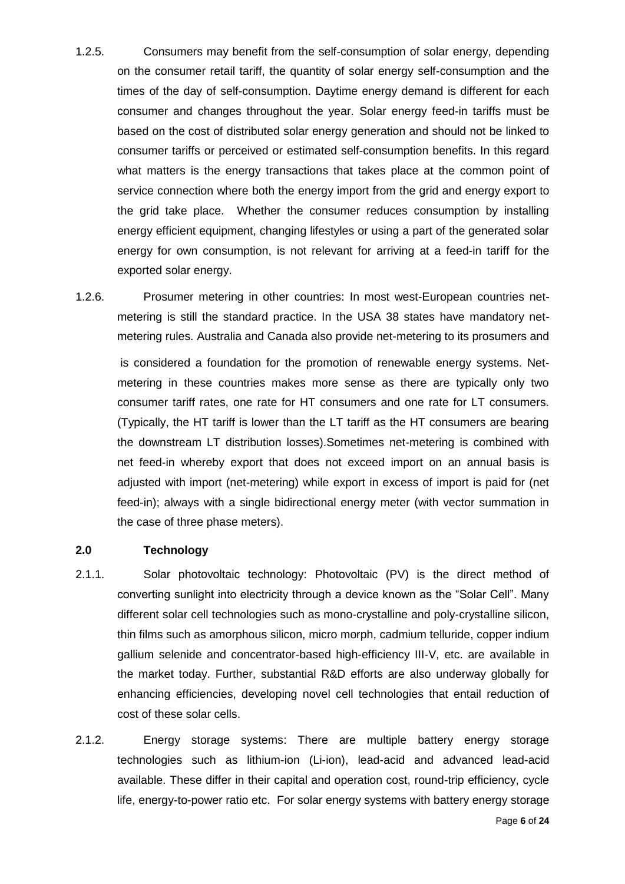1.2.5. Consumers may benefit from the self-consumption of solar energy, depending on the consumer retail tariff, the quantity of solar energy self-consumption and the times of the day of self-consumption. Daytime energy demand is different for each consumer and changes throughout the year. Solar energy feed-in tariffs must be based on the cost of distributed solar energy generation and should not be linked to consumer tariffs or perceived or estimated self-consumption benefits. In this regard what matters is the energy transactions that takes place at the common point of service connection where both the energy import from the grid and energy export to the grid take place. Whether the consumer reduces consumption by installing energy efficient equipment, changing lifestyles or using a part of the generated solar energy for own consumption, is not relevant for arriving at a feed-in tariff for the exported solar energy.

1.2.6. Prosumer metering in other countries: In most west-European countries net-metering is still the standard practice. In the USA 38 states have mandatory net-metering rules. Australia and Canada also provide net-metering to its prosumers and is considered a foundation for the promotion of renewable energy systems. Net-metering in these countries makes more sense there are typically only two consumer tariff rates, one rate for HT consumers and one rate for LT consumers. (Typically, the HT tariff is lower than the LT tariff as the HT consumers are bearing the downstream LT distribution losses).Sometimes net-metering is combined with net feed-in whereby export that does not exceed import on an annual basis is adjusted with import (net-metering) while export in excess of import is paid for (net feed-in); always with a single bidirectional energy meter (with vector summation in the case of three phase meters).

## 2.0 Technology

2.1.1. Solar photovoltaic technology: Photovoltaic (PV) is the direct method of converting sunlight into electricity through a device known as the "Solar Cell". Many different solar cell technologies such as mono-crystalline and poly-crystalline silicon, thin films such as amorphous silicon, micro morph, cadmium telluride, copper indium gallium selenide and concentrator-based high-efficiency III-V, etc. are available in the market today. Further, substantial R&D efforts are also underway globally for enhancing efficiencies, developing novel cell technologies that entail reduction of cost of these solar cells.

2.1.2. Energy storage systems: There are multiple battery energy storage technologies such as lithium-ion (Li-ion), lead-acid and advanced lead-acid available. These differ in their capital and operation cost, round-trip efficiency, cycle life, energy-to-power ratio etc. For solar energy systems with battery energy storage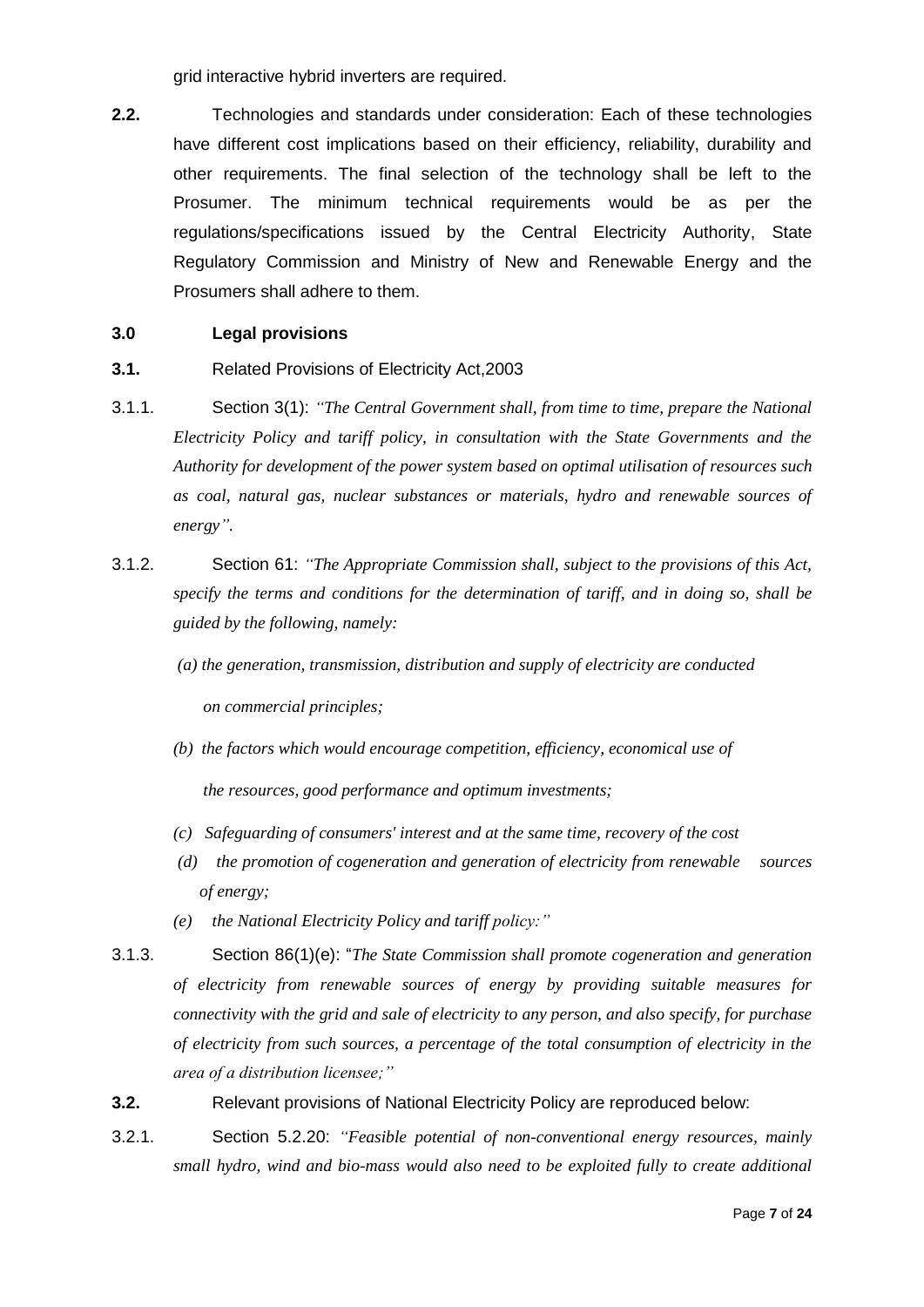grid interactive hybrid inverters are required.

**2.2.** Technologies and standards under consideration: Each of these technologies have different cost implications based on their efficiency, reliability, durability and other requirements. The final selection of the technology shall be left to the Prosumer. The minimum technical requirements would be as per the regulations/specifications issued by the Central Electricity Authority, State Regulatory Commission and Ministry of New and Renewable Energy and the Prosumers shall adhere to them.

## 3.0 Legal provisions

**3.1.** Related Provisions of Electricity Act,2003

3.1.1. Section 3(1): *"The Central Government shall, from time to time, prepare the National Electricity Policy and tariff policy, in consultation with the State Governments and the Authority for development of the power system based on optimal utilisation of resources such as coal, natural gas, nuclear substances or materials, hydro and renewable sources of energy".*

3.1.2. Section 61: *"The Appropriate Commission shall, subject to the provisions of this Act, specify the terms and conditions for the determination of tariff, and in doing so, shall be guided by the following, namely:*

*(a) the generation, transmission, distribution and supply of electricity are conducted on commercial principles;*

*(b) the factors which would encourage competition, efficiency, economical use of the resources, good performance and optimum investments;*

*(c) Safeguarding of consumers' interest and at the same time, recovery of the cost*

*(d) the promotion of cogeneration and generation of electricity from renewable sources of energy;*

*(e) the National Electricity Policy and tariff policy:"*

3.1.3. Section 86(1)(e): "*The State Commission shall promote cogeneration and generation of electricity from renewable sources of energy by providing suitable measures for connectivity with the grid and sale of electricity to any person, and also specify, for purchase of electricity from such sources, a percentage of the total consumption of electricity in the area of a distribution licensee;"*

**3.2.** Relevant provisions of National Electricity Policy are reproduced below:

3.2.1. Section 5.2.20: *"Feasible potential of non-conventional energy resources, mainly small hydro, wind and bio-mass would also need to be exploited fully to create additional*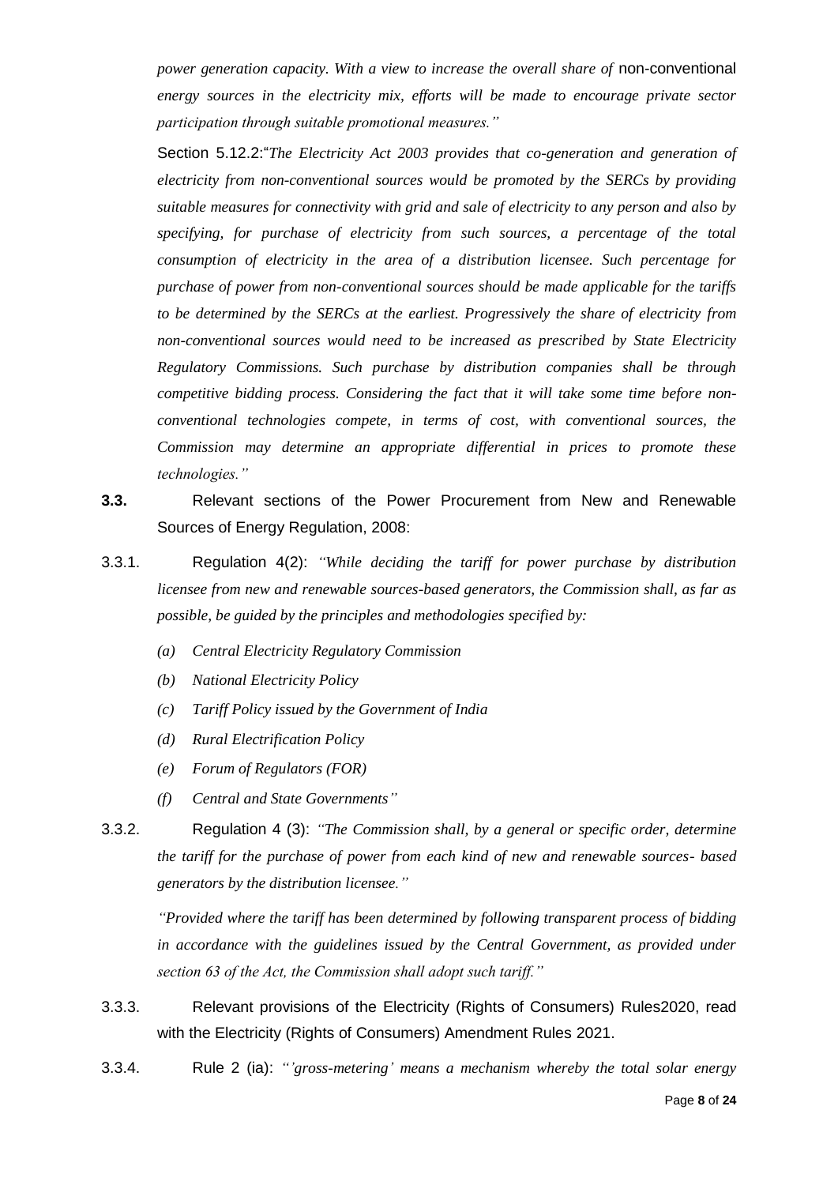*power generation capacity. With a view to increase the overall share of* non-conventional *energy sources in the electricity mix, efforts will be made to encourage private sector participation through suitable promotional measures."*

Section 5.12.2:"*The Electricity Act 2003 provides that co-generation and generation of electricity from non-conventional sources would be promoted by the SERCs by providing suitable measures for connectivity with grid and sale of electricity to any person and also by specifying, for purchase of electricity from such sources, a percentage of the total consumption of electricity in the area of a distribution licensee. Such percentage for purchase of power from non-conventional sources should be made applicable for the tariffs to be determined by the SERCs at the earliest. Progressively the share of electricity from non-conventional sources would need to be increased as prescribed by State Electricity Regulatory Commissions. Such purchase by distribution companies shall be through competitive bidding process. Considering the fact that it will take some time before non-conventional technologies compete, in terms of cost, with conventional sources, the Commission may determine an appropriate differential in prices to promote these technologies."*

**3.3.** Relevant sections of the Power Procurement from New and Renewable Sources of Energy Regulation, 2008:

3.3.1. Regulation 4(2): *"While deciding the tariff for power purchase by distribution licensee from new and renewable sources-based generators, the Commission shall, as far as possible, be guided by the principles and methodologies specified by:*

*(a) Central Electricity Regulatory Commission*

*(b) National Electricity Policy*

*(c) Tariff Policy issued by the Government of India*

*(d) Rural Electrification Policy*

*(e) Forum of Regulators (FOR)*

*(f) Central and State Governments"*

3.3.2. Regulation 4 (3): *"The Commission shall, by a general or specific order, determine the tariff for the purchase of power from each kind of new and renewable sources- based generators by the distribution licensee."*

*"Provided where the tariff has been determined by following transparent process of bidding in accordance with the guidelines issued by the Central Government, as provided under section 63 of the Act, the Commission shall adopt such tariff."*

3.3.3. Relevant provisions of the Electricity (Rights of Consumers) Rules2020, read with the Electricity (Rights of Consumers) Amendment Rules 2021.

3.3.4. Rule 2 (ia): *"'gross-metering' means a mechanism whereby the total solar energy*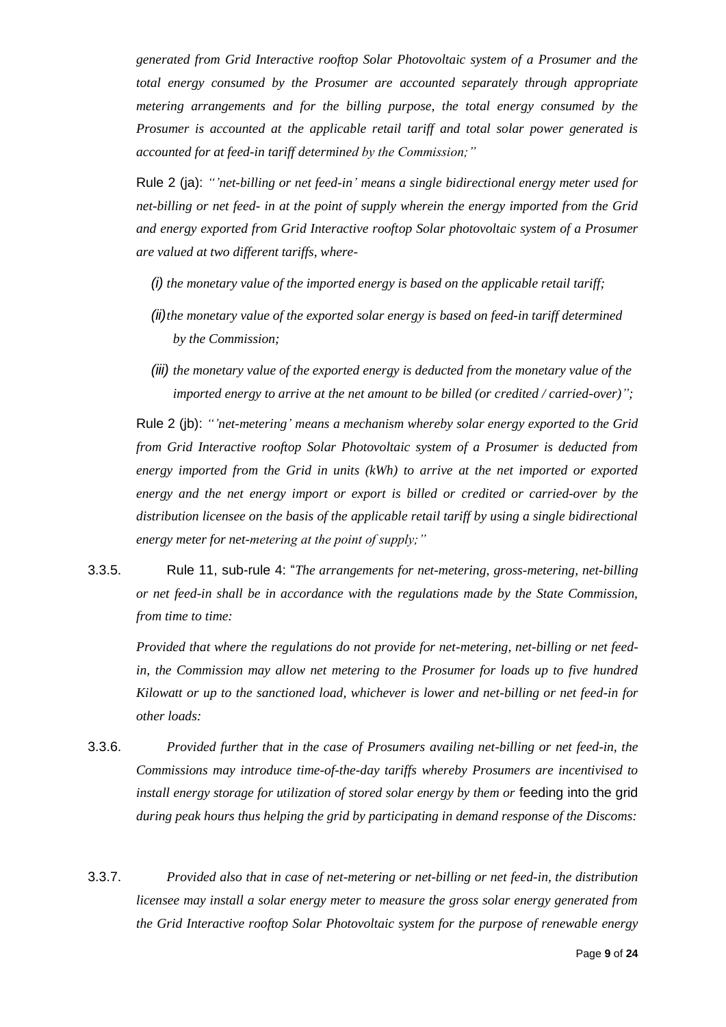*generated from Grid Interactive rooftop Solar Photovoltaic system of a Prosumer and the total energy consumed by the Prosumer are accounted separately through appropriate metering arrangements and for the billing purpose, the total energy consumed by the Prosumer is accounted at the applicable retail tariff and total solar power generated is accounted for at feed-in tariff determined by the Commission;"*

Rule 2 (ja): *"'net-billing or net feed-in' means a single bidirectional energy meter used for net-billing or net feed- in at the point of supply wherein the energy imported from the Grid and energy exported from Grid Interactive rooftop Solar photovoltaic system of a Prosumer are valued at two different tariffs, where-*

*(i) the monetary value of the imported energy is based on the applicable retail tariff;*

*(ii) the monetary value of the exported solar energy is based on feed-in tariff determined by the Commission;*

*(iii) the monetary value of the exported energy is deducted from the monetary value of the imported energy to arrive at the net amount to be billed (or credited / carried-over)";*

Rule 2 (jb): *"'net-metering' means a mechanism whereby solar energy exported to the Grid from Grid Interactive rooftop Solar Photovoltaic system of a Prosumer is deducted from energy imported from the Grid in units (kWh) to arrive at the net imported or exported energy and the net energy import or export is billed or credited or carried-over by the distribution licensee on the basis of the applicable retail tariff by using a single bidirectional energy meter for net-metering at the point of supply;"*

3.3.5. Rule 11, sub-rule 4: "*The arrangements for net-metering, gross-metering, net-billing or net feed-in shall be in accordance with the regulations made by the State Commission, from time to time:*

*Provided that where the regulations do not provide for net-metering, net-billing or net feed-in, the Commission may allow net metering to the Prosumer for loads up to five hundred Kilowatt or up to the sanctioned load, whichever is lower and net-billing or net feed-in for other loads:*

3.3.6. *Provided further that in the case of Prosumers availing net-billing or net feed-in, the Commissions may introduce time-of-the-day tariffs whereby Prosumers are incentivised to install energy storage for utilization of stored solar energy by them or* feeding into the grid *during peak hours thus helping the grid by participating in demand response of the Discoms:*

3.3.7. *Provided also that in case of net-metering or net-billing or net feed-in, the distribution licensee may install a solar energy meter to measure the gross solar energy generated from the Grid Interactive rooftop Solar Photovoltaic system for the purpose of renewable energy*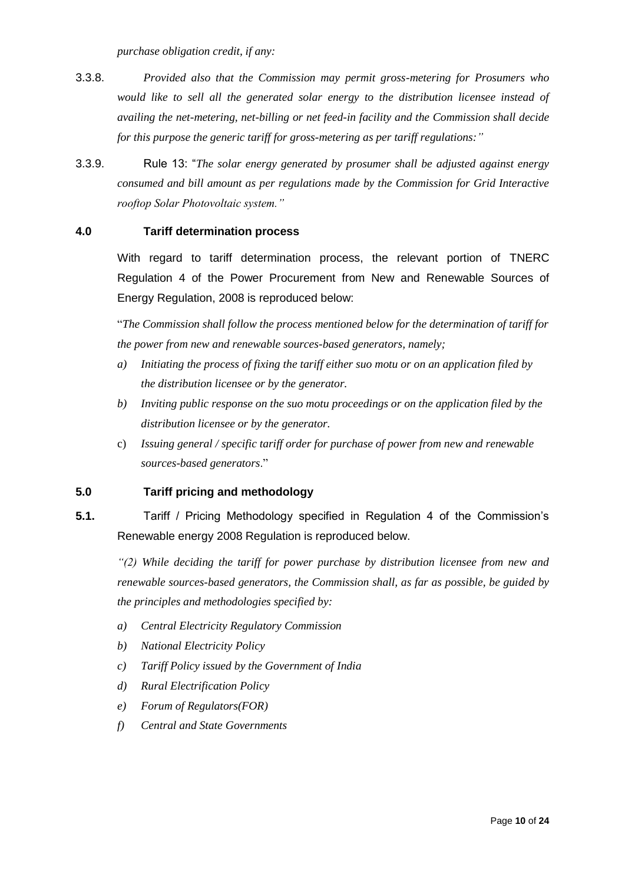*purchase obligation credit, if any:*

3.3.8. *Provided also that the Commission may permit gross-metering for Prosumers who would like to sell all the generated solar energy to the distribution licensee instead of availing the net-metering, net-billing or net feed-in facility and the Commission shall decide for this purpose the generic tariff for gross-metering as per tariff regulations:"*

3.3.9. Rule 13: "*The solar energy generated by prosumer shall be adjusted against energy consumed and bill amount as per regulations made by the Commission for Grid Interactive rooftop Solar Photovoltaic system."*

## 4.0 Tariff determination process

With regard to tariff determination process, the relevant portion of TNERC Regulation 4 of the Power Procurement from New and Renewable Sources of Energy Regulation, 2008 is reproduced below:

"*The Commission shall follow the process mentioned below for the determination of tariff for the power from new and renewable sources-based generators, namely;*

*a) Initiating the process of fixing the tariff either suo motu or on an application filed by the distribution licensee or by the generator.*

*b) Inviting public response on the suo motu proceedings or on the application filed by the distribution licensee or by the generator.*

c) *Issuing general / specific tariff order for purchase of power from new and renewable sources-based generators*."

## 5.0 Tariff pricing and methodology

**5.1.** Tariff / Pricing Methodology specified in Regulation 4 of the Commission's Renewable energy 2008 Regulation is reproduced below.

*"(2) While deciding the tariff for power purchase by distribution licensee from new and renewable sources-based generators, the Commission shall, as far as possible, be guided by the principles and methodologies specified by:*

*a) Central Electricity Regulatory Commission*

*b) National Electricity Policy*

*c) Tariff Policy issued by the Government of India*

*d) Rural Electrification Policy*

*e) Forum of Regulators(FOR)*

*f) Central and State Governments*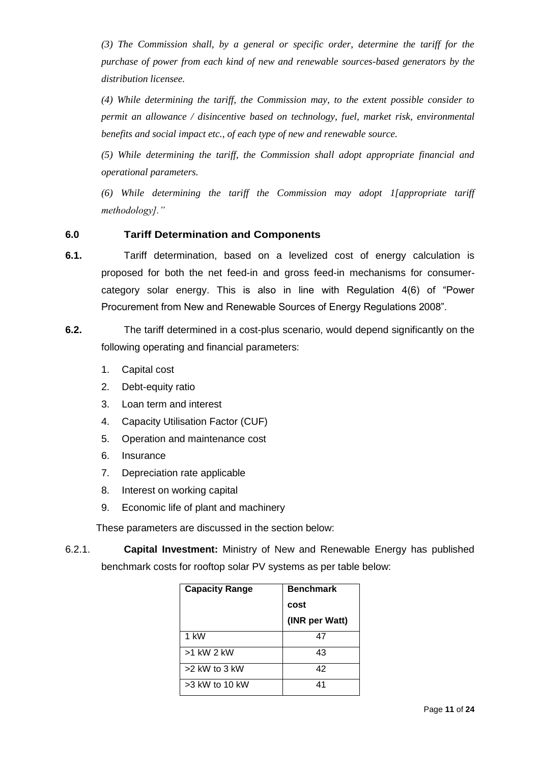*(3) The Commission shall, by a general or specific order, determine the tariff for the purchase of power from each kind of new and renewable sources-based generators by the distribution licensee.*

*(4) While determining the tariff, the Commission may, to the extent possible consider to permit an allowance / disincentive based on technology, fuel, market risk, environmental benefits and social impact etc., of each type of new and renewable source.*

*(5) While determining the tariff, the Commission shall adopt appropriate financial and operational parameters.*

*(6) While determining the tariff the Commission may adopt 1[appropriate tariff methodology].”*

## 6.0 Tariff Determination and Components

**6.1.** Tariff determination, based on a levelized cost of energy calculation is proposed for both the net feed-in and gross feed-in mechanisms for consumer-category solar energy. This is also in line with Regulation 4(6) of “Power Procurement from New and Renewable Sources of Energy Regulations 2008”.

**6.2.** The tariff determined in a cost-plus scenario, would depend significantly on the following operating and financial parameters:

1. Capital cost
2. Debt-equity ratio
3. Loan term and interest
4. Capacity Utilisation Factor (CUF)
5. Operation and maintenance cost
6. Insurance
7. Depreciation rate applicable
8. Interest on working capital
9. Economic life of plant and machinery

These parameters are discussed in the section below:

6.2.1. **Capital Investment:** Ministry of New and Renewable Energy has published benchmark costs for rooftop solar PV systems as per table below:

| Capacity Range | Benchmark cost (INR per Watt) |
|---|---|
| 1 kW | 47 |
| >1 kW 2 kW | 43 |
| >2 kW to 3 kW | 42 |
| >3 kW to 10 kW | 41 |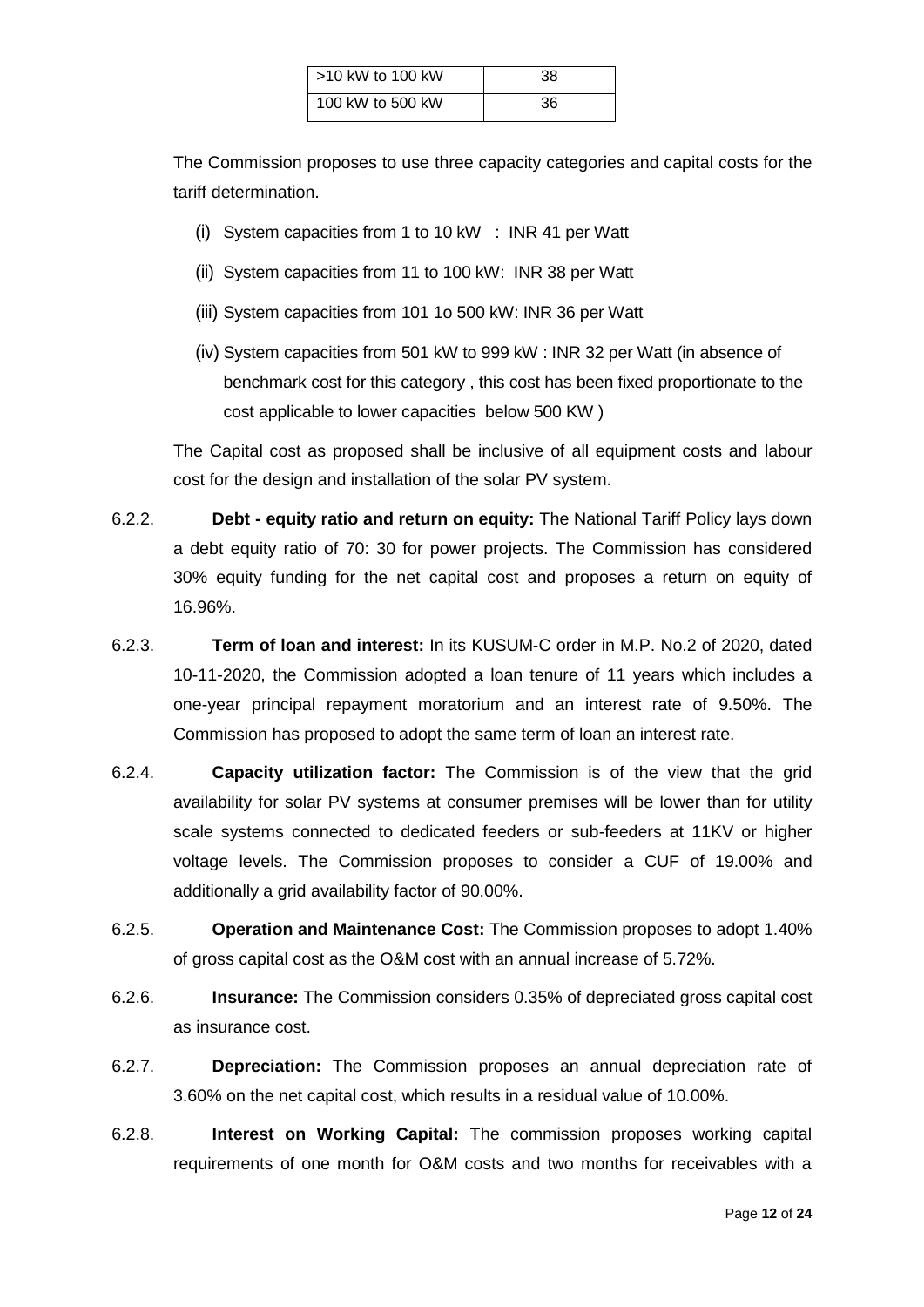| >10 kW to 100 kW | 38 |
|---|---|
| 100 kW to 500 kW | 36 |

The Commission proposes to use three capacity categories and capital costs for the tariff determination.

(i) System capacities from 1 to 10 kW : INR 41 per Watt

(ii) System capacities from 11 to 100 kW: INR 38 per Watt

(iii) System capacities from 101 1o 500 kW: INR 36 per Watt

(iv) System capacities from 501 kW to 999 kW : INR 32 per Watt (in absence of benchmark cost for this category , this cost has been fixed proportionate to the cost applicable to lower capacities below 500 KW )

The Capital cost as proposed shall be inclusive of all equipment costs and labour cost for the design and installation of the solar PV system.

6.2.2. **Debt - equity ratio and return on equity:** The National Tariff Policy lays down a debt equity ratio of 70: 30 for power projects. The Commission has considered 30% equity funding for the net capital cost and proposes a return on equity of 16.96%.

6.2.3. **Term of loan and interest:** In its KUSUM-C order in M.P. No.2 of 2020, dated 10-11-2020, the Commission adopted a loan tenure of 11 years which includes a one-year principal repayment moratorium and an interest rate of 9.50%. The Commission has proposed to adopt the same term of loan an interest rate.

6.2.4. **Capacity utilization factor:** The Commission is of the view that the grid availability for solar PV systems at consumer premises will be lower than for utility scale systems connected to dedicated feeders or sub-feeders at 11KV or higher voltage levels. The Commission proposes to consider a CUF of 19.00% and additionally a grid availability factor of 90.00%.

6.2.5. **Operation and Maintenance Cost:** The Commission proposes to adopt 1.40% of gross capital cost as the O&M cost with an annual increase of 5.72%.

6.2.6. **Insurance:** The Commission considers 0.35% of depreciated gross capital cost as insurance cost.

6.2.7. **Depreciation:** The Commission proposes an annual depreciation rate of 3.60% on the net capital cost, which results in a residual value of 10.00%.

6.2.8. **Interest on Working Capital:** The commission proposes working capital requirements of one month for O&M costs and two months for receivables with a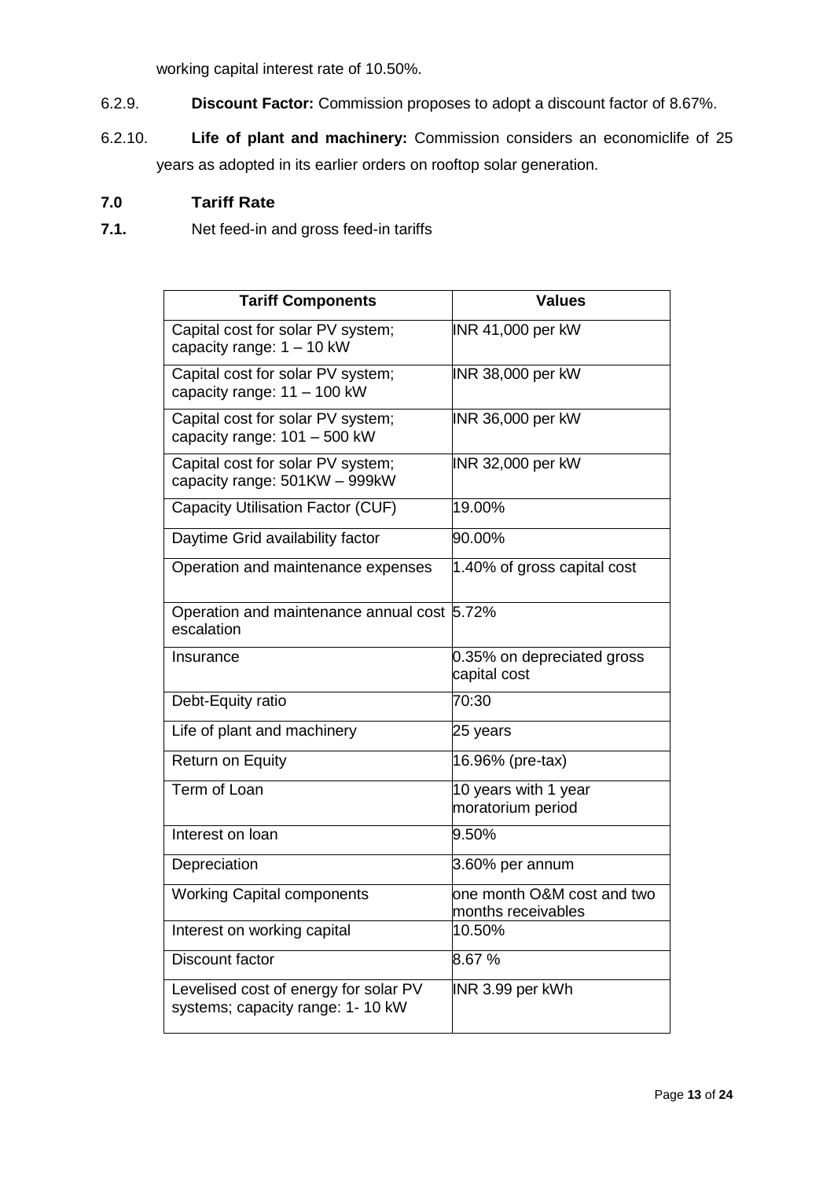working capital interest rate of 10.50%.

6.2.9. **Discount Factor:** Commission proposes to adopt a discount factor of 8.67%.

6.2.10. **Life of plant and machinery:** Commission considers an economiclife of 25 years as adopted in its earlier orders on rooftop solar generation.

## 7.0 Tariff Rate

**7.1.** Net feed-in and gross feed-in tariffs

| Tariff Components | Values |
|---|---|
| Capital cost for solar PV system; capacity range: 1 – 10 kW | INR 41,000 per kW |
| Capital cost for solar PV system; capacity range: 11 – 100 kW | INR 38,000 per kW |
| Capital cost for solar PV system; capacity range: 101 – 500 kW | INR 36,000 per kW |
| Capital cost for solar PV system; capacity range: 501KW – 999kW | INR 32,000 per kW |
| Capacity Utilisation Factor (CUF) | 19.00% |
| Daytime Grid availability factor | 90.00% |
| Operation and maintenance expenses | 1.40% of gross capital cost |
| Operation and maintenance annual cost escalation | 5.72% |
| Insurance | 0.35% on depreciated gross capital cost |
| Debt-Equity ratio | 70:30 |
| Life of plant and machinery | 25 years |
| Return on Equity | 16.96% (pre-tax) |
| Term of Loan | 10 years with 1 year moratorium period |
| Interest on loan | 9.50% |
| Depreciation | 3.60% per annum |
| Working Capital components | one month O&M cost and two months receivables |
| Interest on working capital | 10.50% |
| Discount factor | 8.67 % |
| Levelised cost of energy for solar PV systems; capacity range: 1- 10 kW | INR 3.99 per kWh |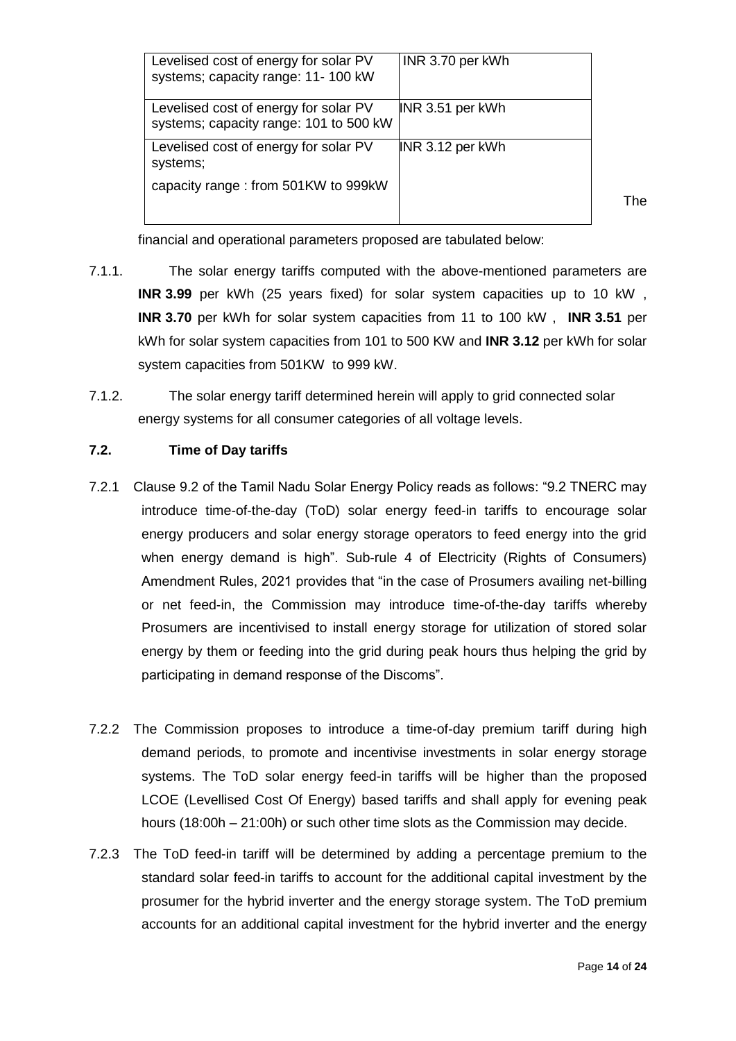| Levelised cost of energy for solar PV systems; capacity range: 11- 100 kW | INR 3.70 per kWh |
|---|---|
| Levelised cost of energy for solar PV systems; capacity range: 101 to 500 kW | INR 3.51 per kWh |
| Levelised cost of energy for solar PV systems; capacity range : from 501KW to 999kW | INR 3.12 per kWh |

The financial and operational parameters proposed are tabulated below:

7.1.1. The solar energy tariffs computed with the above-mentioned parameters are **INR 3.99** per kWh (25 years fixed) for solar system capacities up to 10 kW , **INR 3.70** per kWh for solar system capacities from 11 to 100 kW , **INR 3.51** per kWh for solar system capacities from 101 to 500 KW and **INR 3.12** per kWh for solar system capacities from 501KW to 999 kW.

7.1.2. The solar energy tariff determined herein will apply to grid connected solar energy systems for all consumer categories of all voltage levels.

### 7.2. Time of Day tariffs

7.2.1 Clause 9.2 of the Tamil Nadu Solar Energy Policy reads as follows: "9.2 TNERC may introduce time-of-the-day (ToD) solar energy feed-in tariffs to encourage solar energy producers and solar energy storage operators to feed energy into the grid when energy demand is high". Sub-rule 4 of Electricity (Rights of Consumers) Amendment Rules, 2021 provides that "in the case of Prosumers availing net-billing or net feed-in, the Commission may introduce time-of-the-day tariffs whereby Prosumers are incentivised to install energy storage for utilization of stored solar energy by them or feeding into the grid during peak hours thus helping the grid by participating in demand response of the Discoms".

7.2.2 The Commission proposes to introduce a time-of-day premium tariff during high demand periods, to promote and incentivise investments in solar energy storage systems. The ToD solar energy feed-in tariffs will be higher than the proposed LCOE (Levellised Cost Of Energy) based tariffs and shall apply for evening peak hours (18:00h – 21:00h) or such other time slots as the Commission may decide.

7.2.3 The ToD feed-in tariff will be determined by adding a percentage premium to the standard solar feed-in tariffs to account for the additional capital investment by the prosumer for the hybrid inverter and the energy storage system. The ToD premium accounts for an additional capital investment for the hybrid inverter and the energy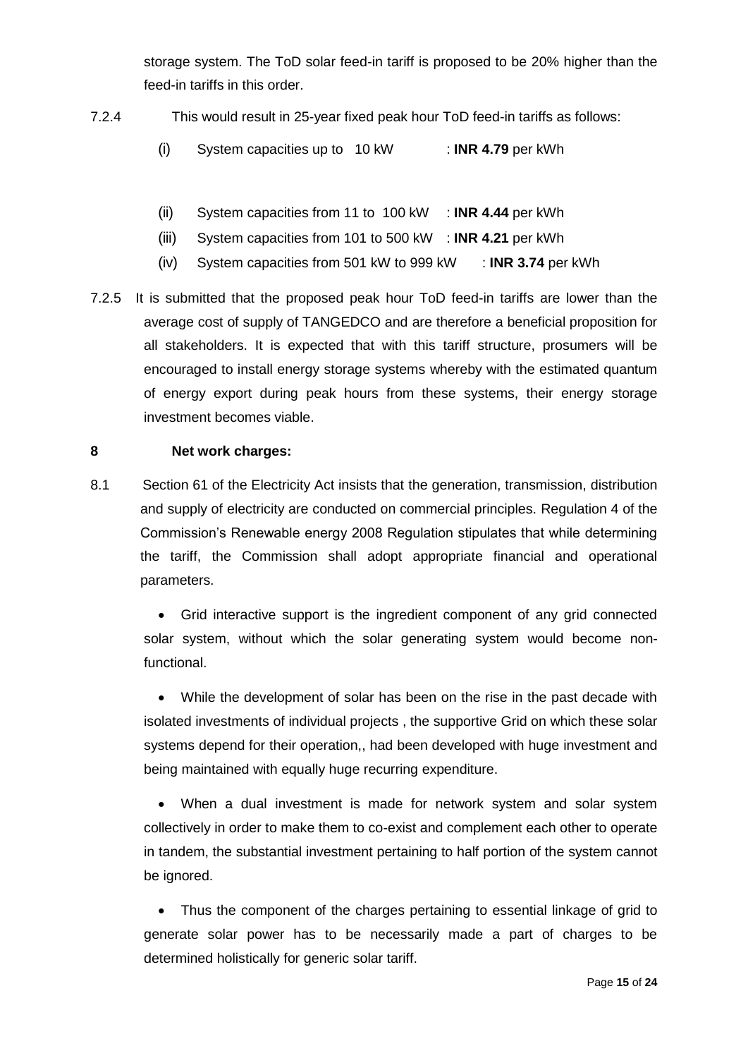storage system. The ToD solar feed-in tariff is proposed to be 20% higher than the feed-in tariffs in this order.

7.2.4 This would result in 25-year fixed peak hour ToD feed-in tariffs as follows:

(i) System capacities up to 10 kW : **INR 4.79** per kWh

(ii) System capacities from 11 to 100 kW : **INR 4.44** per kWh

(iii) System capacities from 101 to 500 kW : **INR 4.21** per kWh

(iv) System capacities from 501 kW to 999 kW : **INR 3.74** per kWh

7.2.5 It is submitted that the proposed peak hour ToD feed-in tariffs are lower than the average cost of supply of TANGEDCO and are therefore a beneficial proposition for all stakeholders. It is expected that with this tariff structure, prosumers will be encouraged to install energy storage systems whereby with the estimated quantum of energy export during peak hours from these systems, their energy storage investment becomes viable.

**8 Net work charges:**

8.1 Section 61 of the Electricity Act insists that the generation, transmission, distribution and supply of electricity are conducted on commercial principles. Regulation 4 of the Commission's Renewable energy 2008 Regulation stipulates that while determining the tariff, the Commission shall adopt appropriate financial and operational parameters.

- Grid interactive support is the ingredient component of any grid connected solar system, without which the solar generating system would become non-functional.
- While the development of solar has been on the rise in the past decade with isolated investments of individual projects , the supportive Grid on which these solar systems depend for their operation,, had been developed with huge investment and being maintained with equally huge recurring expenditure.
- When a dual investment is made for network system and solar system collectively in order to make them to co-exist and complement each other to operate in tandem, the substantial investment pertaining to half portion of the system cannot be ignored.
- Thus the component of the charges pertaining to essential linkage of grid to generate solar power has to be necessarily made a part of charges to be determined holistically for generic solar tariff.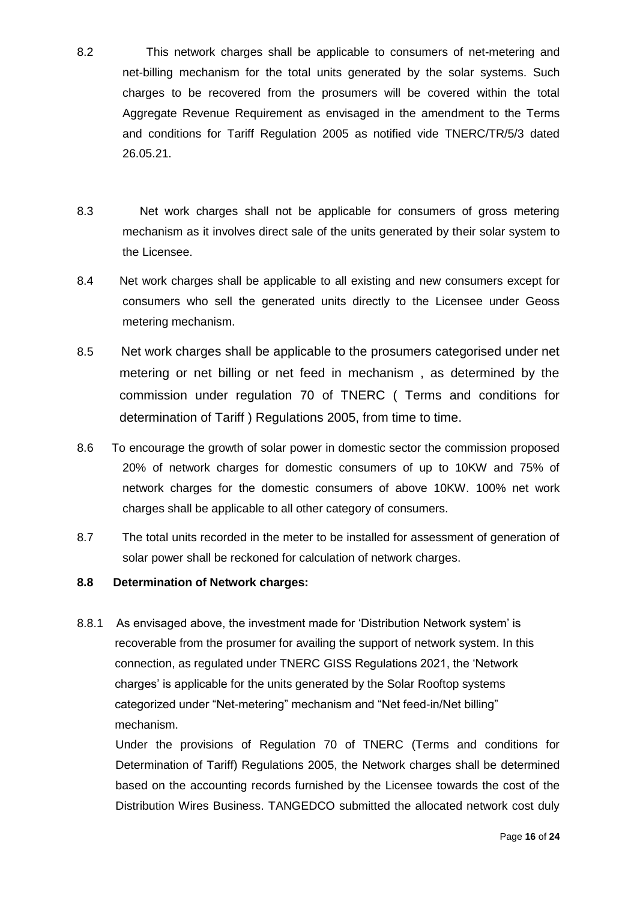8.2 This network charges shall be applicable to consumers of net-metering and net-billing mechanism for the total units generated by the solar systems. Such charges to be recovered from the prosumers will be covered within the total Aggregate Revenue Requirement as envisaged in the amendment to the Terms and conditions for Tariff Regulation 2005 as notified vide TNERC/TR/5/3 dated 26.05.21.

8.3 Net work charges shall not be applicable for consumers of gross metering mechanism as it involves direct sale of the units generated by their solar system to the Licensee.

8.4 Net work charges shall be applicable to all existing and new consumers except for consumers who sell the generated units directly to the Licensee under Geoss metering mechanism.

8.5 Net work charges shall be applicable to the prosumers categorised under net metering or net billing or net feed in mechanism , as determined by the commission under regulation 70 of TNERC ( Terms and conditions for determination of Tariff ) Regulations 2005, from time to time.

8.6 To encourage the growth of solar power in domestic sector the commission proposed 20% of network charges for domestic consumers of up to 10KW and 75% of network charges for the domestic consumers of above 10KW. 100% net work charges shall be applicable to all other category of consumers.

8.7 The total units recorded in the meter to be installed for assessment of generation of solar power shall be reckoned for calculation of network charges.

**8.8 Determination of Network charges:**

8.8.1 As envisaged above, the investment made for 'Distribution Network system' is recoverable from the prosumer for availing the support of network system. In this connection, as regulated under TNERC GISS Regulations 2021, the 'Network charges' is applicable for the units generated by the Solar Rooftop systems categorized under "Net-metering" mechanism and "Net feed-in/Net billing" mechanism.

Under the provisions of Regulation 70 of TNERC (Terms and conditions for Determination of Tariff) Regulations 2005, the Network charges shall be determined based on the accounting records furnished by the Licensee towards the cost of the Distribution Wires Business. TANGEDCO submitted the allocated network cost duly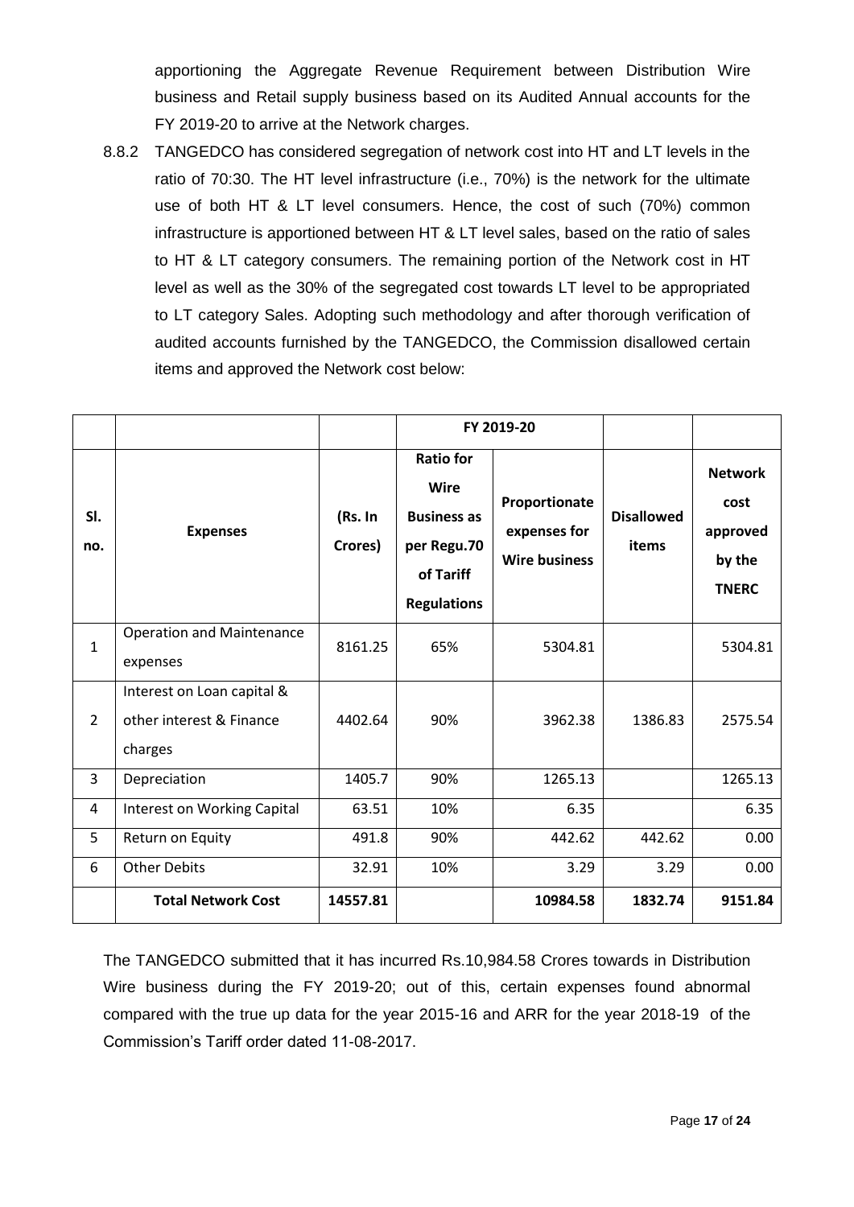apportioning the Aggregate Revenue Requirement between Distribution Wire business and Retail supply business based on its Audited Annual accounts for the FY 2019-20 to arrive at the Network charges.

8.8.2 TANGEDCO has considered segregation of network cost into HT and LT levels in the ratio of 70:30. The HT level infrastructure (i.e., 70%) is the network for the ultimate use of both HT & LT level consumers. Hence, the cost of such (70%) common infrastructure is apportioned between HT & LT level sales, based on the ratio of sales to HT & LT category consumers. The remaining portion of the Network cost in HT level as well as the 30% of the segregated cost towards LT level to be appropriated to LT category Sales. Adopting such methodology and after thorough verification of audited accounts furnished by the TANGEDCO, the Commission disallowed certain items and approved the Network cost below:

| | | | FY 2019-20 | | | |
|---|---|---|---|---|---|---|
| **Sl. no.** | **Expenses** | **(Rs. In Crores)** | **Ratio for Wire Business as per Regu.70 of Tariff Regulations** | **Proportionate expenses for Wire business** | **Disallowed items** | **Network cost approved by the TNERC** |
| 1 | Operation and Maintenance expenses | 8161.25 | 65% | 5304.81 | | 5304.81 |
| 2 | Interest on Loan capital & other interest & Finance charges | 4402.64 | 90% | 3962.38 | 1386.83 | 2575.54 |
| 3 | Depreciation | 1405.7 | 90% | 1265.13 | | 1265.13 |
| 4 | Interest on Working Capital | 63.51 | 10% | 6.35 | | 6.35 |
| 5 | Return on Equity | 491.8 | 90% | 442.62 | 442.62 | 0.00 |
| 6 | Other Debits | 32.91 | 10% | 3.29 | 3.29 | 0.00 |
| | **Total Network Cost** | **14557.81** | | **10984.58** | **1832.74** | **9151.84** |

The TANGEDCO submitted that it has incurred Rs.10,984.58 Crores towards in Distribution Wire business during the FY 2019-20; out of this, certain expenses found abnormal compared with the true up data for the year 2015-16 and ARR for the year 2018-19 of the Commission's Tariff order dated 11-08-2017.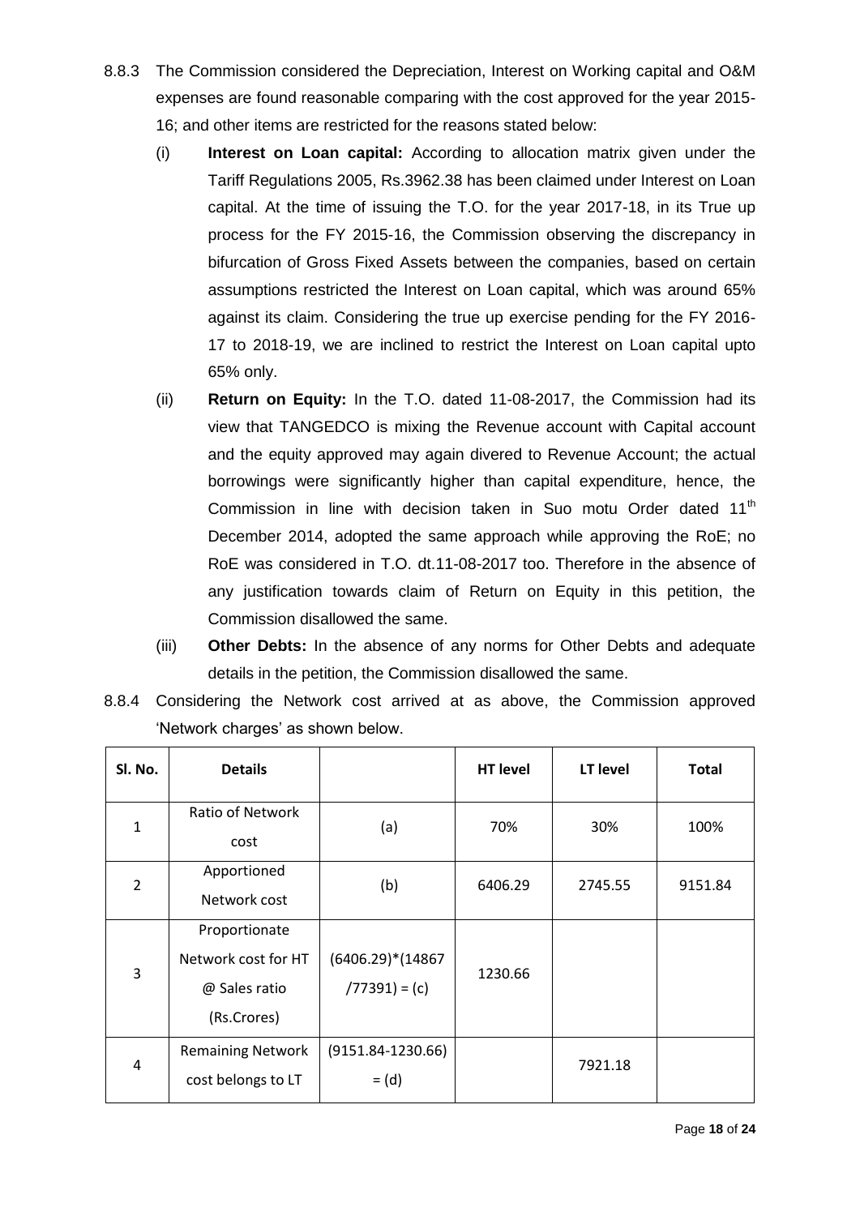8.8.3 The Commission considered the Depreciation, Interest on Working capital and O&M expenses are found reasonable comparing with the cost approved for the year 2015-16; and other items are restricted for the reasons stated below:

(i) **Interest on Loan capital:** According to allocation matrix given under the Tariff Regulations 2005, Rs.3962.38 has been claimed under Interest on Loan capital. At the time of issuing the T.O. for the year 2017-18, in its True up process for the FY 2015-16, the Commission observing the discrepancy in bifurcation of Gross Fixed Assets between the companies, based on certain assumptions restricted the Interest on Loan capital, which was around 65% against its claim. Considering the true up exercise pending for the FY 2016-17 to 2018-19, we are inclined to restrict the Interest on Loan capital upto 65% only.

(ii) **Return on Equity:** In the T.O. dated 11-08-2017, the Commission had its view that TANGEDCO is mixing the Revenue account with Capital account and the equity approved may again divered to Revenue Account; the actual borrowings were significantly higher than capital expenditure, hence, the Commission in line with decision taken in Suo motu Order dated 11th December 2014, adopted the same approach while approving the RoE; no RoE was considered in T.O. dt.11-08-2017 too. Therefore in the absence of any justification towards claim of Return on Equity in this petition, the Commission disallowed the same.

(iii) **Other Debts:** In the absence of any norms for Other Debts and adequate details in the petition, the Commission disallowed the same.

8.8.4 Considering the Network cost arrived at as above, the Commission approved 'Network charges' as shown below.

| Sl. No. | Details | | HT level | LT level | Total |
|---|---|---|---|---|---|
| 1 | Ratio of Network cost | (a) | 70% | 30% | 100% |
| 2 | Apportioned Network cost | (b) | 6406.29 | 2745.55 | 9151.84 |
| 3 | Proportionate Network cost for HT @ Sales ratio (Rs.Crores) | (6406.29)*(14867 /77391) = (c) | 1230.66 | | |
| 4 | Remaining Network cost belongs to LT | (9151.84-1230.66) = (d) | | 7921.18 | |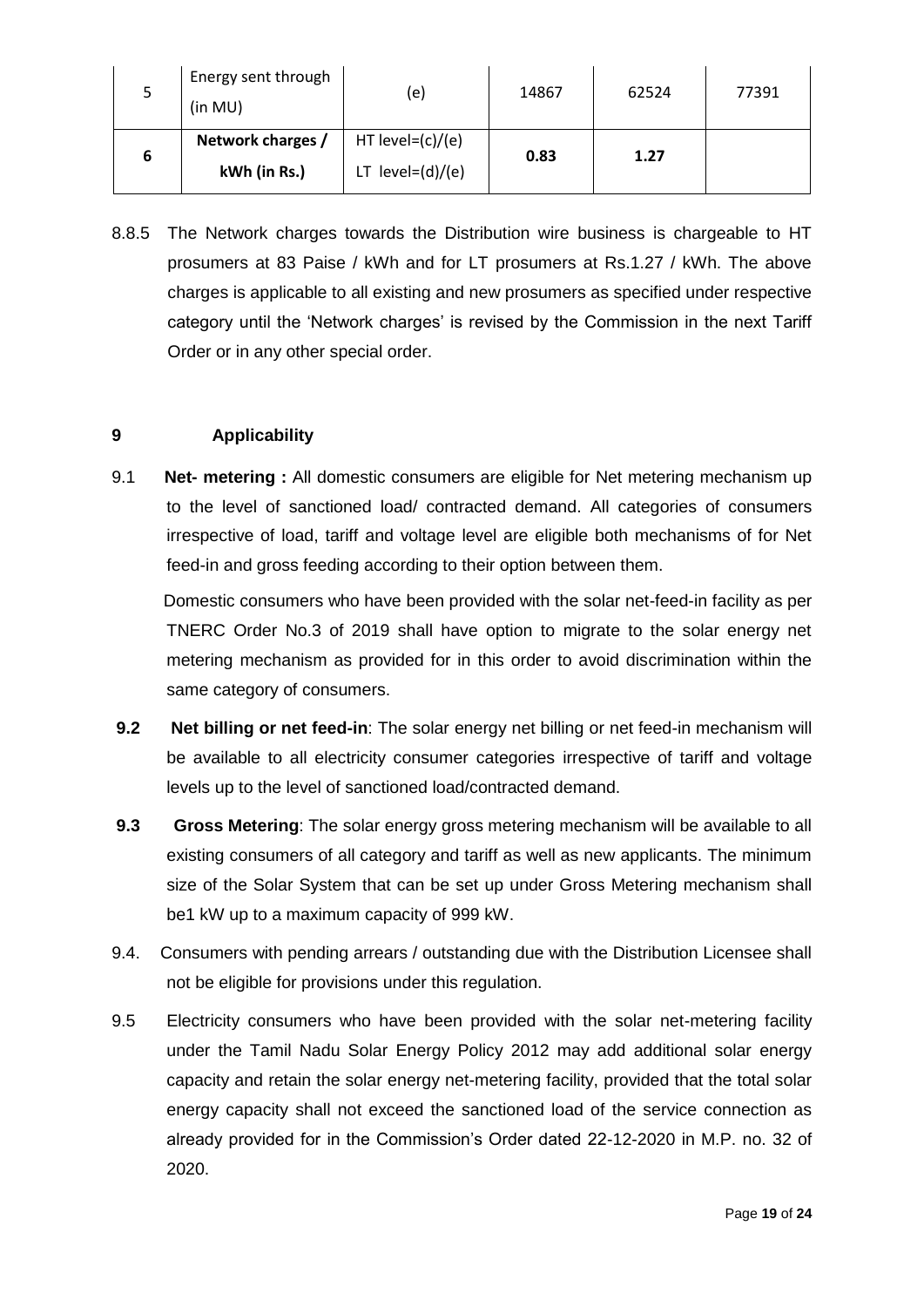| 5 | Energy sent through (in MU) | (e) | 14867 | 62524 | 77391 |
|---|---|---|---|---|---|
| **6** | **Network charges / kWh (in Rs.)** | HT level=(c)/(e) LT level=(d)/(e) | **0.83** | **1.27** | |

8.8.5 The Network charges towards the Distribution wire business is chargeable to HT prosumers at 83 Paise / kWh and for LT prosumers at Rs.1.27 / kWh. The above charges is applicable to all existing and new prosumers as specified under respective category until the 'Network charges' is revised by the Commission in the next Tariff Order or in any other special order.

## 9 Applicability

9.1 **Net- metering :** All domestic consumers are eligible for Net metering mechanism up to the level of sanctioned load/ contracted demand. All categories of consumers irrespective of load, tariff and voltage level are eligible both mechanisms of for Net feed-in and gross feeding according to their option between them.

Domestic consumers who have been provided with the solar net-feed-in facility as per TNERC Order No.3 of 2019 shall have option to migrate to the solar energy net metering mechanism as provided for in this order to avoid discrimination within the same category of consumers.

**9.2** **Net billing or net feed-in**: The solar energy net billing or net feed-in mechanism will be available to all electricity consumer categories irrespective of tariff and voltage levels up to the level of sanctioned load/contracted demand.

**9.3** **Gross Metering**: The solar energy gross metering mechanism will be available to all existing consumers of all category and tariff as well as new applicants. The minimum size of the Solar System that can be set up under Gross Metering mechanism shall be1 kW up to a maximum capacity of 999 kW.

9.4. Consumers with pending arrears / outstanding due with the Distribution Licensee shall not be eligible for provisions under this regulation.

9.5 Electricity consumers who have been provided with the solar net-metering facility under the Tamil Nadu Solar Energy Policy 2012 may add additional solar energy capacity and retain the solar energy net-metering facility, provided that the total solar energy capacity shall not exceed the sanctioned load of the service connection as already provided for in the Commission's Order dated 22-12-2020 in M.P. no. 32 of 2020.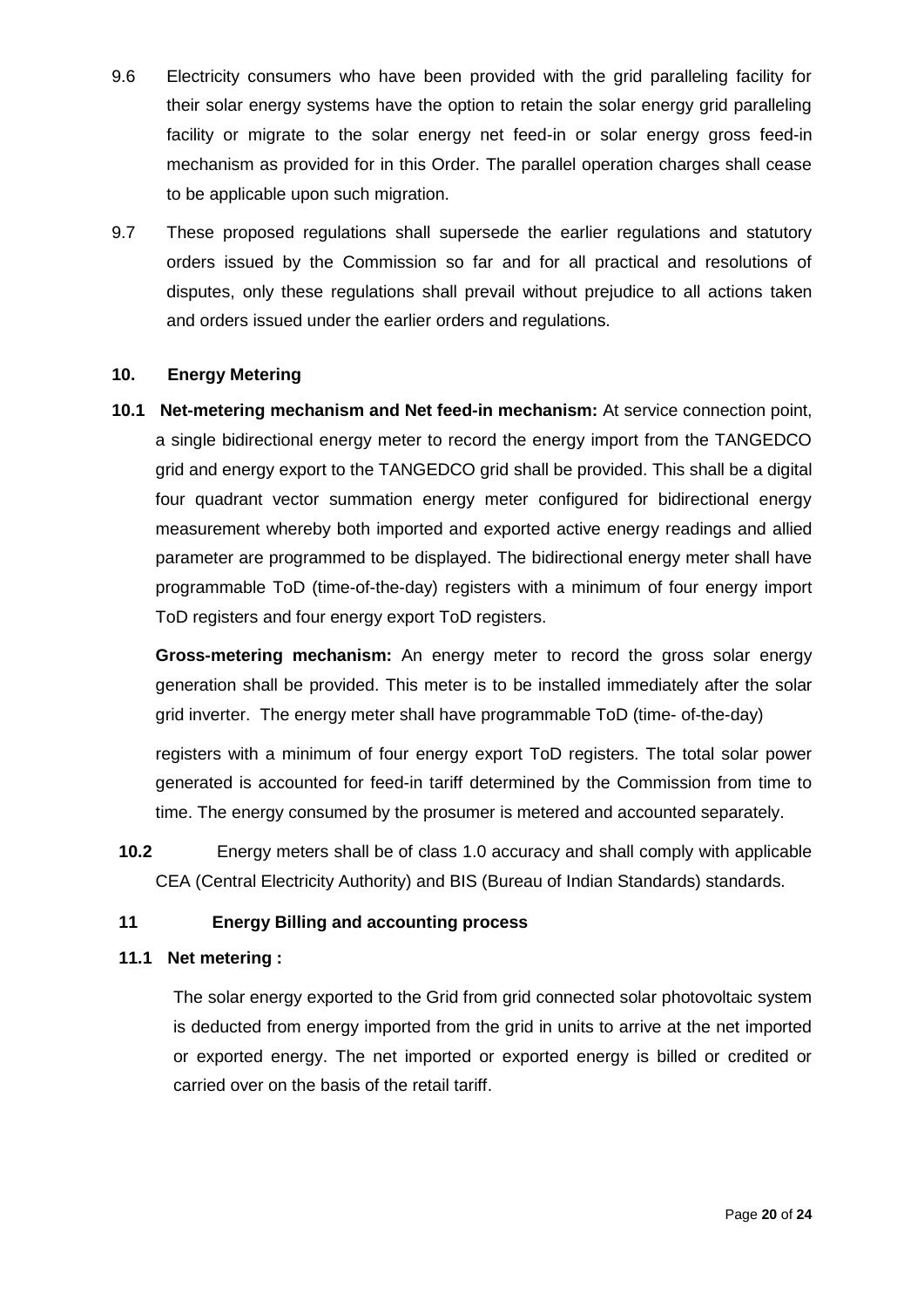9.6 Electricity consumers who have been provided with the grid paralleling facility for their solar energy systems have the option to retain the solar energy grid paralleling facility or migrate to the solar energy net feed-in or solar energy gross feed-in mechanism as provided for in this Order. The parallel operation charges shall cease to be applicable upon such migration.

9.7 These proposed regulations shall supersede the earlier regulations and statutory orders issued by the Commission so far and for all practical and resolutions of disputes, only these regulations shall prevail without prejudice to all actions taken and orders issued under the earlier orders and regulations.

## 10. Energy Metering

**10.1 Net-metering mechanism and Net feed-in mechanism:** At service connection point, a single bidirectional energy meter to record the energy import from the TANGEDCO grid and energy export to the TANGEDCO grid shall be provided. This shall be a digital four quadrant vector summation energy meter configured for bidirectional energy measurement whereby both imported and exported active energy readings and allied parameter are programmed to be displayed. The bidirectional energy meter shall have programmable ToD (time-of-the-day) registers with a minimum of four energy import ToD registers and four energy export ToD registers.

**Gross-metering mechanism:** An energy meter to record the gross solar energy generation shall be provided. This meter is to be installed immediately after the solar grid inverter. The energy meter shall have programmable ToD (time- of-the-day) registers with a minimum of four energy export ToD registers. The total solar power generated is accounted for feed-in tariff determined by the Commission from time to time. The energy consumed by the prosumer is metered and accounted separately.

**10.2** Energy meters shall be of class 1.0 accuracy and shall comply with applicable CEA (Central Electricity Authority) and BIS (Bureau of Indian Standards) standards.

## 11 Energy Billing and accounting process

**11.1 Net metering :**

The solar energy exported to the Grid from grid connected solar photovoltaic system is deducted from energy imported from the grid in units to arrive at the net imported or exported energy. The net imported or exported energy is billed or credited or carried over on the basis of the retail tariff.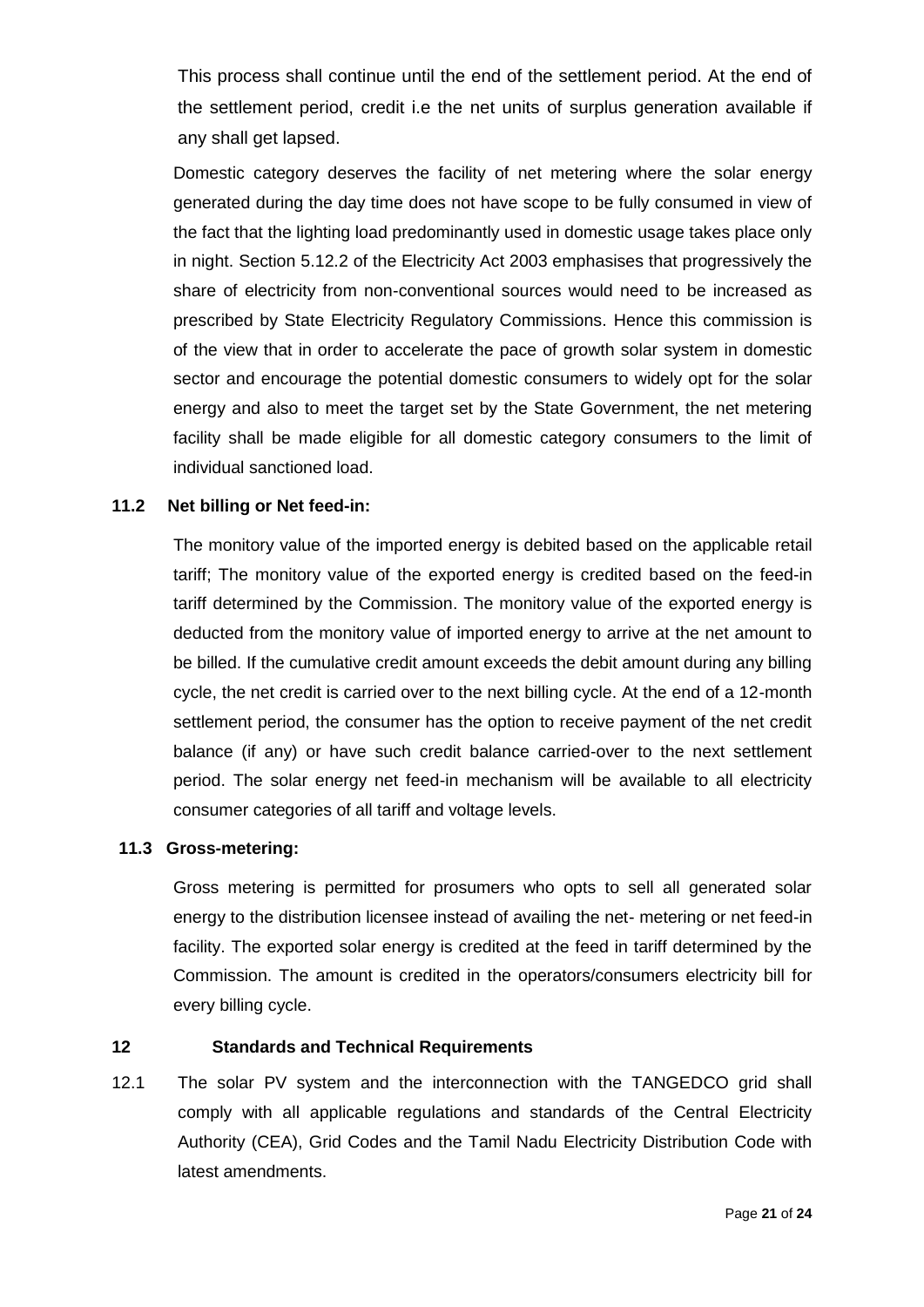This process shall continue until the end of the settlement period. At the end of the settlement period, credit i.e the net units of surplus generation available if any shall get lapsed.

Domestic category deserves the facility of net metering where the solar energy generated during the day time does not have scope to be fully consumed in view of the fact that the lighting load predominantly used in domestic usage takes place only in night. Section 5.12.2 of the Electricity Act 2003 emphasises that progressively the share of electricity from non-conventional sources would need to be increased as prescribed by State Electricity Regulatory Commissions. Hence this commission is of the view that in order to accelerate the pace of growth solar system in domestic sector and encourage the potential domestic consumers to widely opt for the solar energy and also to meet the target set by the State Government, the net metering facility shall be made eligible for all domestic category consumers to the limit of individual sanctioned load.

### 11.2 Net billing or Net feed-in:

The monitory value of the imported energy is debited based on the applicable retail tariff; The monitory value of the exported energy is credited based on the feed-in tariff determined by the Commission. The monitory value of the exported energy is deducted from the monitory value of imported energy to arrive at the net amount to be billed. If the cumulative credit amount exceeds the debit amount during any billing cycle, the net credit is carried over to the next billing cycle. At the end of a 12-month settlement period, the consumer has the option to receive payment of the net credit balance (if any) or have such credit balance carried-over to the next settlement period. The solar energy net feed-in mechanism will be available to all electricity consumer categories of all tariff and voltage levels.

### 11.3 Gross-metering:

Gross metering is permitted for prosumers who opts to sell all generated solar energy to the distribution licensee instead of availing the net- metering or net feed-in facility. The exported solar energy is credited at the feed in tariff determined by the Commission. The amount is credited in the operators/consumers electricity bill for every billing cycle.

## 12 Standards and Technical Requirements

12.1 The solar PV system and the interconnection with the TANGEDCO grid shall comply with all applicable regulations and standards of the Central Electricity Authority (CEA), Grid Codes and the Tamil Nadu Electricity Distribution Code with latest amendments.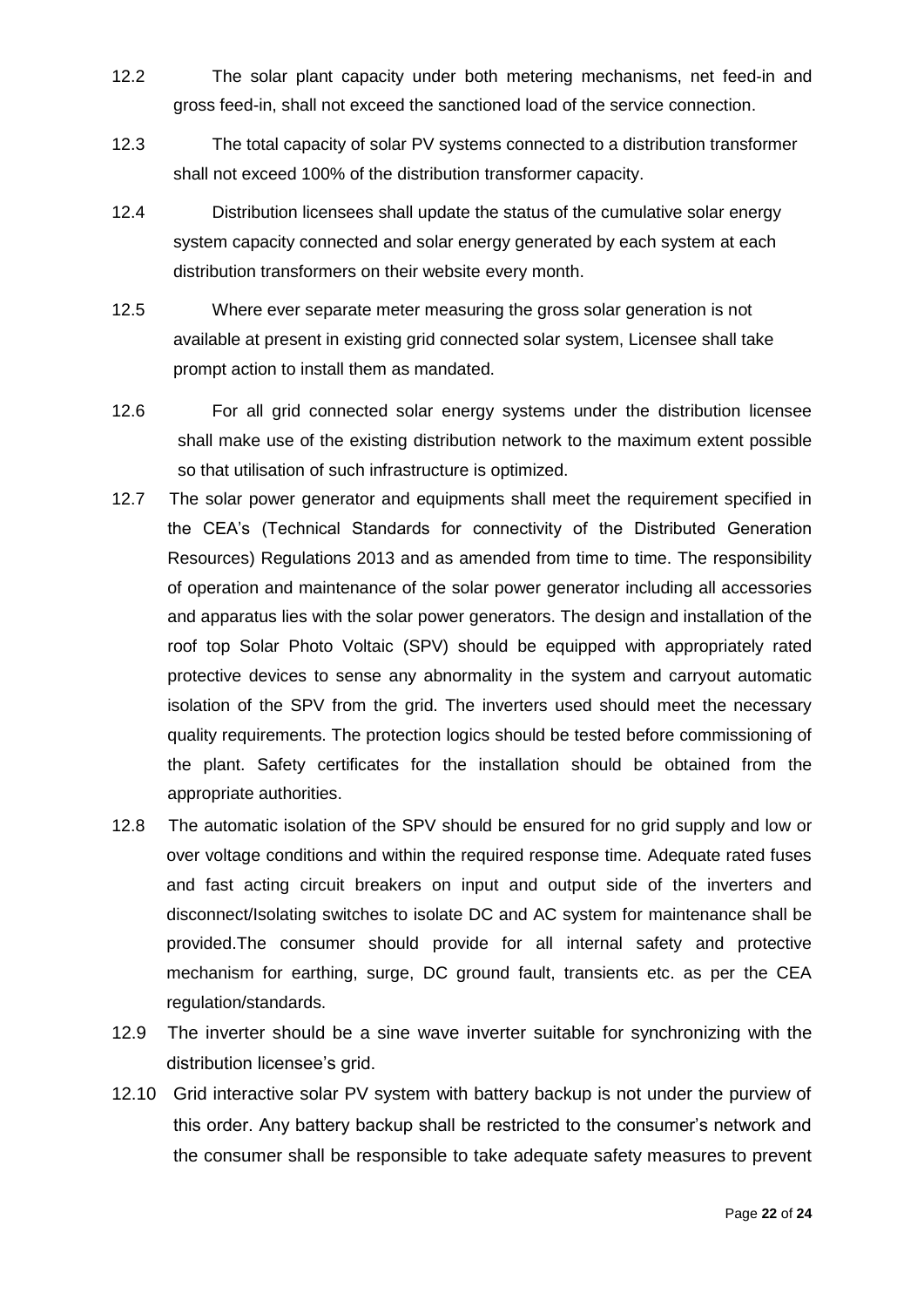12.2 The solar plant capacity under both metering mechanisms, net feed-in and gross feed-in, shall not exceed the sanctioned load of the service connection.

12.3 The total capacity of solar PV systems connected to a distribution transformer shall not exceed 100% of the distribution transformer capacity.

12.4 Distribution licensees shall update the status of the cumulative solar energy system capacity connected and solar energy generated by each system at each distribution transformers on their website every month.

12.5 Where ever separate meter measuring the gross solar generation is not available at present in existing grid connected solar system, Licensee shall take prompt action to install them as mandated.

12.6 For all grid connected solar energy systems under the distribution licensee shall make use of the existing distribution network to the maximum extent possible so that utilisation of such infrastructure is optimized.

12.7 The solar power generator and equipments shall meet the requirement specified in the CEA's (Technical Standards for connectivity of the Distributed Generation Resources) Regulations 2013 and as amended from time to time. The responsibility of operation and maintenance of the solar power generator including all accessories and apparatus lies with the solar power generators. The design and installation of the roof top Solar Photo Voltaic (SPV) should be equipped with appropriately rated protective devices to sense any abnormality in the system and carryout automatic isolation of the SPV from the grid. The inverters used should meet the necessary quality requirements. The protection logics should be tested before commissioning of the plant. Safety certificates for the installation should be obtained from the appropriate authorities.

12.8 The automatic isolation of the SPV should be ensured for no grid supply and low or over voltage conditions and within the required response time. Adequate rated fuses and fast acting circuit breakers on input and output side of the inverters and disconnect/Isolating switches to isolate DC and AC system for maintenance shall be provided.The consumer should provide for all internal safety and protective mechanism for earthing, surge, DC ground fault, transients etc. as per the CEA regulation/standards.

12.9 The inverter should be a sine wave inverter suitable for synchronizing with the distribution licensee's grid.

12.10 Grid interactive solar PV system with battery backup is not under the purview of this order. Any battery backup shall be restricted to the consumer's network and the consumer shall be responsible to take adequate safety measures to prevent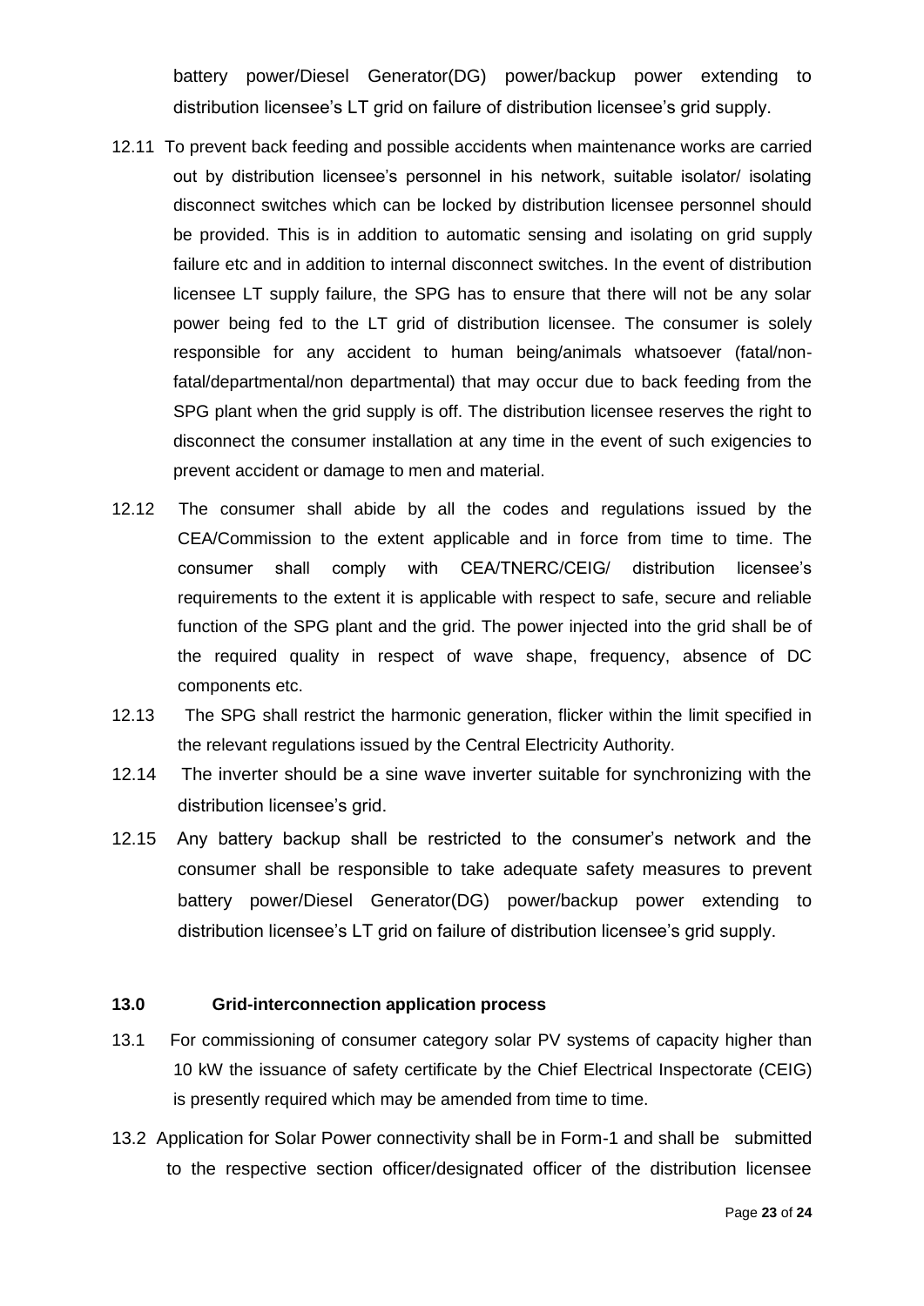battery power/Diesel Generator(DG) power/backup power extending to distribution licensee's LT grid on failure of distribution licensee's grid supply.

12.11 To prevent back feeding and possible accidents when maintenance works are carried out by distribution licensee's personnel in his network, suitable isolator/ isolating disconnect switches which can be locked by distribution licensee personnel should be provided. This is in addition to automatic sensing and isolating on grid supply failure etc and in addition to internal disconnect switches. In the event of distribution licensee LT supply failure, the SPG has to ensure that there will not be any solar power being fed to the LT grid of distribution licensee. The consumer is solely responsible for any accident to human being/animals whatsoever (fatal/non-fatal/departmental/non departmental) that may occur due to back feeding from the SPG plant when the grid supply is off. The distribution licensee reserves the right to disconnect the consumer installation at any time in the event of such exigencies to prevent accident or damage to men and material.

12.12 The consumer shall abide by all the codes and regulations issued by the CEA/Commission to the extent applicable and in force from time to time. The consumer shall comply with CEA/TNERC/CEIG/ distribution licensee's requirements to the extent it is applicable with respect to safe, secure and reliable function of the SPG plant and the grid. The power injected into the grid shall be of the required quality in respect of wave shape, frequency, absence of DC components etc.

12.13 The SPG shall restrict the harmonic generation, flicker within the limit specified in the relevant regulations issued by the Central Electricity Authority.

12.14 The inverter should be a sine wave inverter suitable for synchronizing with the distribution licensee's grid.

12.15 Any battery backup shall be restricted to the consumer's network and the consumer shall be responsible to take adequate safety measures to prevent battery power/Diesel Generator(DG) power/backup power extending to distribution licensee's LT grid on failure of distribution licensee's grid supply.

**13.0 Grid-interconnection application process**

13.1 For commissioning of consumer category solar PV systems of capacity higher than 10 kW the issuance of safety certificate by the Chief Electrical Inspectorate (CEIG) is presently required which may be amended from time to time.

13.2 Application for Solar Power connectivity shall be in Form-1 and shall be submitted to the respective section officer/designated officer of the distribution licensee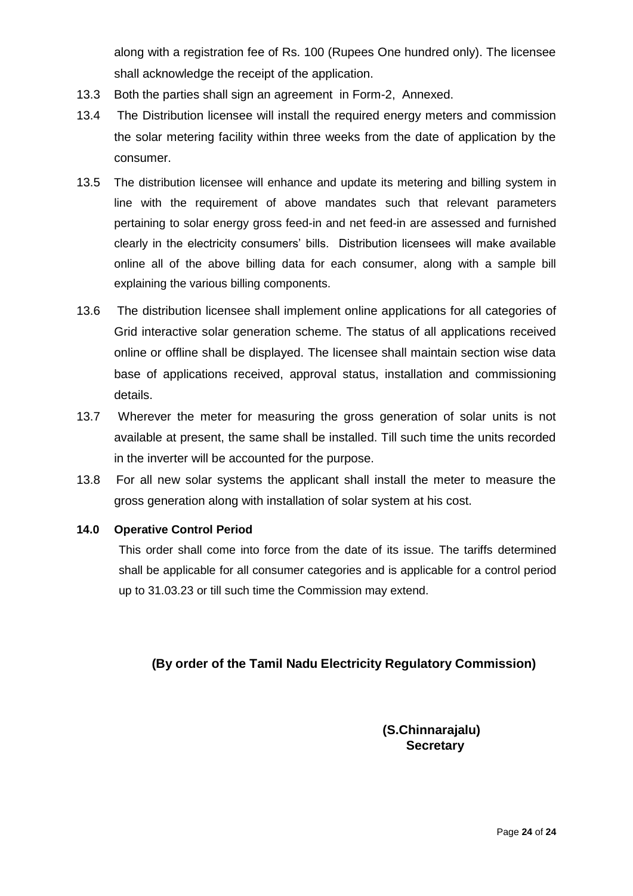along with a registration fee of Rs. 100 (Rupees One hundred only). The licensee shall acknowledge the receipt of the application.

13.3 Both the parties shall sign an agreement in Form-2, Annexed.

13.4 The Distribution licensee will install the required energy meters and commission the solar metering facility within three weeks from the date of application by the consumer.

13.5 The distribution licensee will enhance and update its metering and billing system in line with the requirement of above mandates such that relevant parameters pertaining to solar energy gross feed-in and net feed-in are assessed and furnished clearly in the electricity consumers' bills. Distribution licensees will make available online all of the above billing data for each consumer, along with a sample bill explaining the various billing components.

13.6 The distribution licensee shall implement online applications for all categories of Grid interactive solar generation scheme. The status of all applications received online or offline shall be displayed. The licensee shall maintain section wise data base of applications received, approval status, installation and commissioning details.

13.7 Wherever the meter for measuring the gross generation of solar units is not available at present, the same shall be installed. Till such time the units recorded in the inverter will be accounted for the purpose.

13.8 For all new solar systems the applicant shall install the meter to measure the gross generation along with installation of solar system at his cost.

**14.0 Operative Control Period**

This order shall come into force from the date of its issue. The tariffs determined shall be applicable for all consumer categories and is applicable for a control period up to 31.03.23 or till such time the Commission may extend.

**(By order of the Tamil Nadu Electricity Regulatory Commission)**

**(S.Chinnarajalu)**
**Secretary**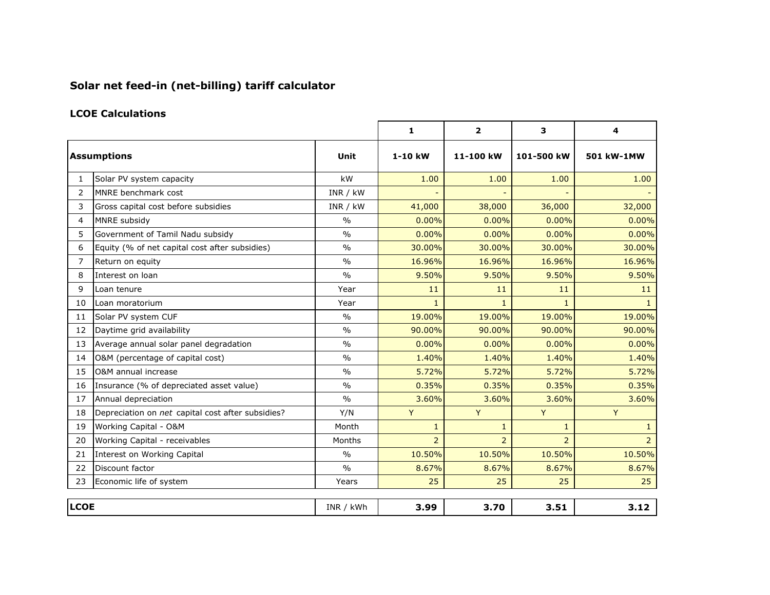## Solar net feed-in (net-billing) tariff calculator

### LCOE Calculations

| | | | 1 | 2 | 3 | 4 |
|---|---|---|---|---|---|---|
| **Assumptions** | | **Unit** | **1-10 kW** | **11-100 kW** | **101-500 kW** | **501 kW-1MW** |
| 1 | Solar PV system capacity | kW | 1.00 | 1.00 | 1.00 | 1.00 |
| 2 | MNRE benchmark cost | INR / kW | - | - | - | - |
| 3 | Gross capital cost before subsidies | INR / kW | 41,000 | 38,000 | 36,000 | 32,000 |
| 4 | MNRE subsidy | % | 0.00% | 0.00% | 0.00% | 0.00% |
| 5 | Government of Tamil Nadu subsidy | % | 0.00% | 0.00% | 0.00% | 0.00% |
| 6 | Equity (% of net capital cost after subsidies) | % | 30.00% | 30.00% | 30.00% | 30.00% |
| 7 | Return on equity | % | 16.96% | 16.96% | 16.96% | 16.96% |
| 8 | Interest on loan | % | 9.50% | 9.50% | 9.50% | 9.50% |
| 9 | Loan tenure | Year | 11 | 11 | 11 | 11 |
| 10 | Loan moratorium | Year | 1 | 1 | 1 | 1 |
| 11 | Solar PV system CUF | % | 19.00% | 19.00% | 19.00% | 19.00% |
| 12 | Daytime grid availability | % | 90.00% | 90.00% | 90.00% | 90.00% |
| 13 | Average annual solar panel degradation | % | 0.00% | 0.00% | 0.00% | 0.00% |
| 14 | O&M (percentage of capital cost) | % | 1.40% | 1.40% | 1.40% | 1.40% |
| 15 | O&M annual increase | % | 5.72% | 5.72% | 5.72% | 5.72% |
| 16 | Insurance (% of depreciated asset value) | % | 0.35% | 0.35% | 0.35% | 0.35% |
| 17 | Annual depreciation | % | 3.60% | 3.60% | 3.60% | 3.60% |
| 18 | Depreciation on *net* capital cost after subsidies? | Y/N | Y | Y | Y | Y |
| 19 | Working Capital - O&M | Month | 1 | 1 | 1 | 1 |
| 20 | Working Capital - receivables | Months | 2 | 2 | 2 | 2 |
| 21 | Interest on Working Capital | % | 10.50% | 10.50% | 10.50% | 10.50% |
| 22 | Discount factor | % | 8.67% | 8.67% | 8.67% | 8.67% |
| 23 | Economic life of system | Years | 25 | 25 | 25 | 25 |

| **LCOE** | INR / kWh | **3.99** | **3.70** | **3.51** | **3.12** |
|---|---|---|---|---|---|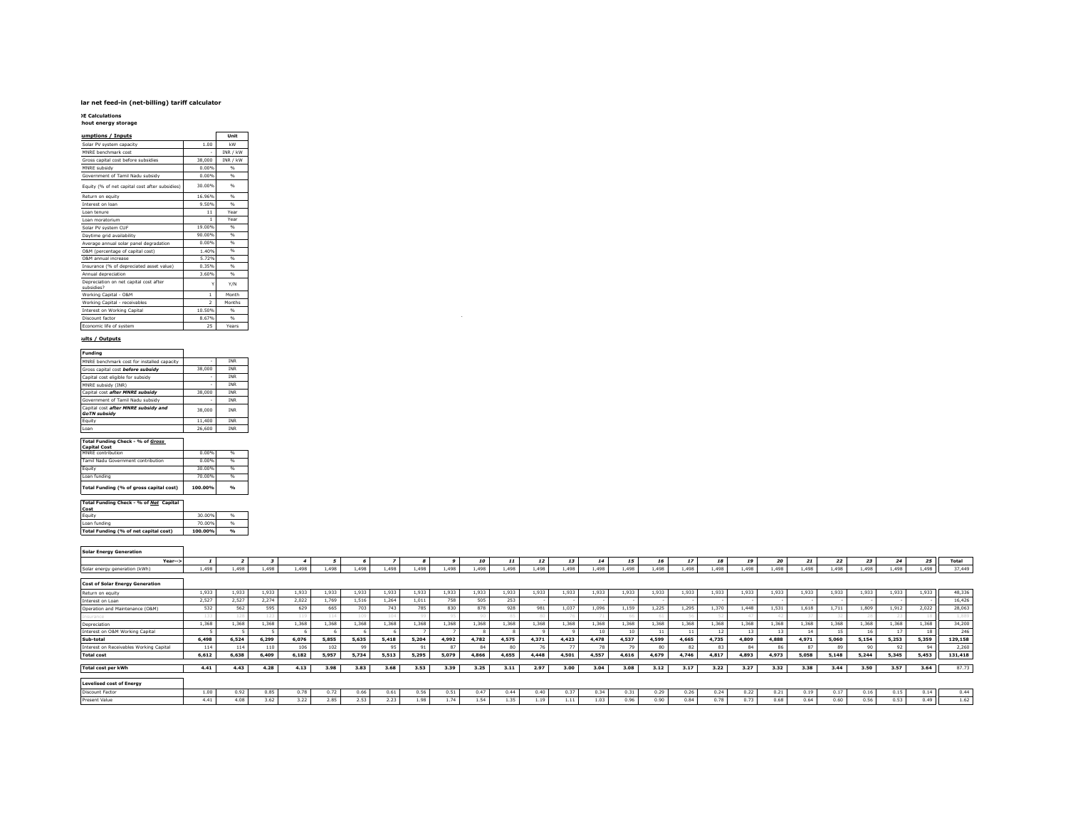## lar net feed-in (net-billing) tariff calculator

**)E Calculations**
**hout energy storage**

### umptions / Inputs

| | | Unit |
|---|---|---|
| Solar PV system capacity | 1.00 | kW |
| MNRE benchmark cost | - | INR / kW |
| Gross capital cost before subsidies | 38,000 | INR / kW |
| MNRE subsidy | 0.00% | % |
| Government of Tamil Nadu subsidy | 0.00% | % |
| Equity (% of net capital cost after subsidies) | 30.00% | % |
| Return on equity | 16.96% | % |
| Interest on loan | 9.50% | % |
| Loan tenure | 11 | Year |
| Loan moratorium | 1 | Year |
| Solar PV system CUF | 19.00% | % |
| Daytime grid availability | 90.00% | % |
| Average annual solar panel degradation | 0.00% | % |
| O&M (percentage of capital cost) | 1.40% | % |
| O&M annual increase | 5.72% | % |
| Insurance (% of depreciated asset value) | 0.35% | % |
| Annual depreciation | 3.60% | % |
| Depreciation on net capital cost after subsidies? | Y | Y/N |
| Working Capital - O&M | 1 | Month |
| Working Capital - receivables | 2 | Months |
| Interest on Working Capital | 10.50% | % |
| Discount factor | 8.67% | % |
| Economic life of system | 25 | Years |

### ults / Outputs

| Funding | | |
|---|---|---|
| MNRE benchmark cost for installed capacity | - | INR |
| Gross capital cost ***before subsidy*** | 38,000 | INR |
| Capital cost eligible for subsidy | - | INR |
| MNRE subsidy (INR) | - | INR |
| Capital cost ***after MNRE subsidy*** | 38,000 | INR |
| Government of Tamil Nadu subsidy | - | INR |
| Capital cost ***after MNRE subsidy and GoTN subsidy*** | 38,000 | INR |
| Equity | 11,400 | INR |
| Loan | 26,600 | INR |

| Total Funding Check - % of ***Gross*** Capital Cost | | |
|---|---|---|
| MNRE contribution | 0.00% | % |
| Tamil Nadu Government contribution | 0.00% | % |
| Equity | 30.00% | % |
| Loan funding | 70.00% | % |
| **Total Funding (% of gross capital cost)** | **100.00%** | **%** |

| Total Funding Check - % of ***Net*** Capital Cost | | |
|---|---|---|
| Equity | 30.00% | % |
| Loan funding | 70.00% | % |
| **Total Funding (% of net capital cost)** | **100.00%** | **%** |

| Solar Energy Generation | | | | | | | | | | | | | | | | | | | | | | | | | | |
|---|---|---|---|---|---|---|---|---|---|---|---|---|---|---|---|---|---|---|---|---|---|---|---|---|---|---|
| Year--> | 1 | 2 | 3 | 4 | 5 | 6 | 7 | 8 | 9 | 10 | 11 | 12 | 13 | 14 | 15 | 16 | 17 | 18 | 19 | 20 | 21 | 22 | 23 | 24 | 25 | Total |
| Solar energy generation (kWh) | 1,498 | 1,498 | 1,498 | 1,498 | 1,498 | 1,498 | 1,498 | 1,498 | 1,498 | 1,498 | 1,498 | 1,498 | 1,498 | 1,498 | 1,498 | 1,498 | 1,498 | 1,498 | 1,498 | 1,498 | 1,498 | 1,498 | 1,498 | 1,498 | 1,498 | 37,449 |
| **Cost of Solar Energy Generation** | | | | | | | | | | | | | | | | | | | | | | | | | | |
| Return on equity | 1,933 | 1,933 | 1,933 | 1,933 | 1,933 | 1,933 | 1,933 | 1,933 | 1,933 | 1,933 | 1,933 | 1,933 | 1,933 | 1,933 | 1,933 | 1,933 | 1,933 | 1,933 | 1,933 | 1,933 | 1,933 | 1,933 | 1,933 | 1,933 | 1,933 | 48,336 |
| Interest on Loan | 2,527 | 2,527 | 2,274 | 2,022 | 1,769 | 1,516 | 1,264 | 1,011 | 758 | 505 | 253 | - | - | - | - | - | - | - | - | - | - | - | - | - | - | 16,426 |
| Operation and Maintenance (O&M) | 532 | 562 | 595 | 629 | 665 | 703 | 743 | 785 | 830 | 878 | 928 | 981 | 1,037 | 1,096 | 1,159 | 1,225 | 1,295 | 1,370 | 1,448 | 1,531 | 1,618 | 1,711 | 1,809 | 1,912 | 2,022 | 28,063 |
| Insurance | 133 | 128 | 123 | 119 | 114 | 109 | 104 | 99 | 95 | 90 | 85 | 81 | 76 | 71 | 66 | 61 | 56 | 52 | 47 | 42 | 37 | 32 | 28 | 23 | 18 | 1,987 |
| Depreciation | 1,368 | 1,368 | 1,368 | 1,368 | 1,368 | 1,368 | 1,368 | 1,368 | 1,368 | 1,368 | 1,368 | 1,368 | 1,368 | 1,368 | 1,368 | 1,368 | 1,368 | 1,368 | 1,368 | 1,368 | 1,368 | 1,368 | 1,368 | 1,368 | 1,368 | 34,200 |
| Interest on O&M Working Capital | 5 | 5 | 5 | 6 | 6 | 6 | 6 | 7 | 7 | 8 | 8 | 9 | 9 | 10 | 10 | 11 | 11 | 12 | 13 | 13 | 14 | 15 | 16 | 17 | 18 | 246 |
| **Sub-total** | **6,498** | **6,524** | **6,299** | **6,076** | **5,855** | **5,635** | **5,418** | **5,204** | **4,992** | **4,782** | **4,575** | **4,371** | **4,423** | **4,478** | **4,537** | **4,599** | **4,665** | **4,735** | **4,809** | **4,888** | **4,971** | **5,060** | **5,154** | **5,253** | **5,359** | **129,158** |
| Interest on Receivables Working Capital | 114 | 114 | 110 | 106 | 102 | 99 | 95 | 91 | 87 | 84 | 80 | 76 | 77 | 78 | 79 | 80 | 82 | 83 | 84 | 86 | 87 | 89 | 90 | 92 | 94 | 2,260 |
| **Total cost** | **6,612** | **6,638** | **6,409** | **6,182** | **5,957** | **5,734** | **5,513** | **5,295** | **5,079** | **4,866** | **4,655** | **4,448** | **4,501** | **4,557** | **4,616** | **4,679** | **4,746** | **4,817** | **4,893** | **4,973** | **5,058** | **5,148** | **5,244** | **5,345** | **5,453** | **131,418** |
| **Total cost per kWh** | **4.41** | **4.43** | **4.28** | **4.13** | **3.98** | **3.83** | **3.68** | **3.53** | **3.39** | **3.25** | **3.11** | **2.97** | **3.00** | **3.04** | **3.08** | **3.12** | **3.17** | **3.22** | **3.27** | **3.32** | **3.38** | **3.44** | **3.50** | **3.57** | **3.64** | 87.73 |
| **Levelised cost of Energy** | | | | | | | | | | | | | | | | | | | | | | | | | | |
| Discount Factor | 1.00 | 0.92 | 0.85 | 0.78 | 0.72 | 0.66 | 0.61 | 0.56 | 0.51 | 0.47 | 0.44 | 0.40 | 0.37 | 0.34 | 0.31 | 0.29 | 0.26 | 0.24 | 0.22 | 0.21 | 0.19 | 0.17 | 0.16 | 0.15 | 0.14 | 0.44 |
| Present Value | 4.41 | 4.08 | 3.62 | 3.22 | 2.85 | 2.53 | 2.23 | 1.98 | 1.74 | 1.54 | 1.35 | 1.19 | 1.11 | 1.03 | 0.96 | 0.90 | 0.84 | 0.78 | 0.73 | 0.68 | 0.64 | 0.60 | 0.56 | 0.53 | 0.49 | 1.62 |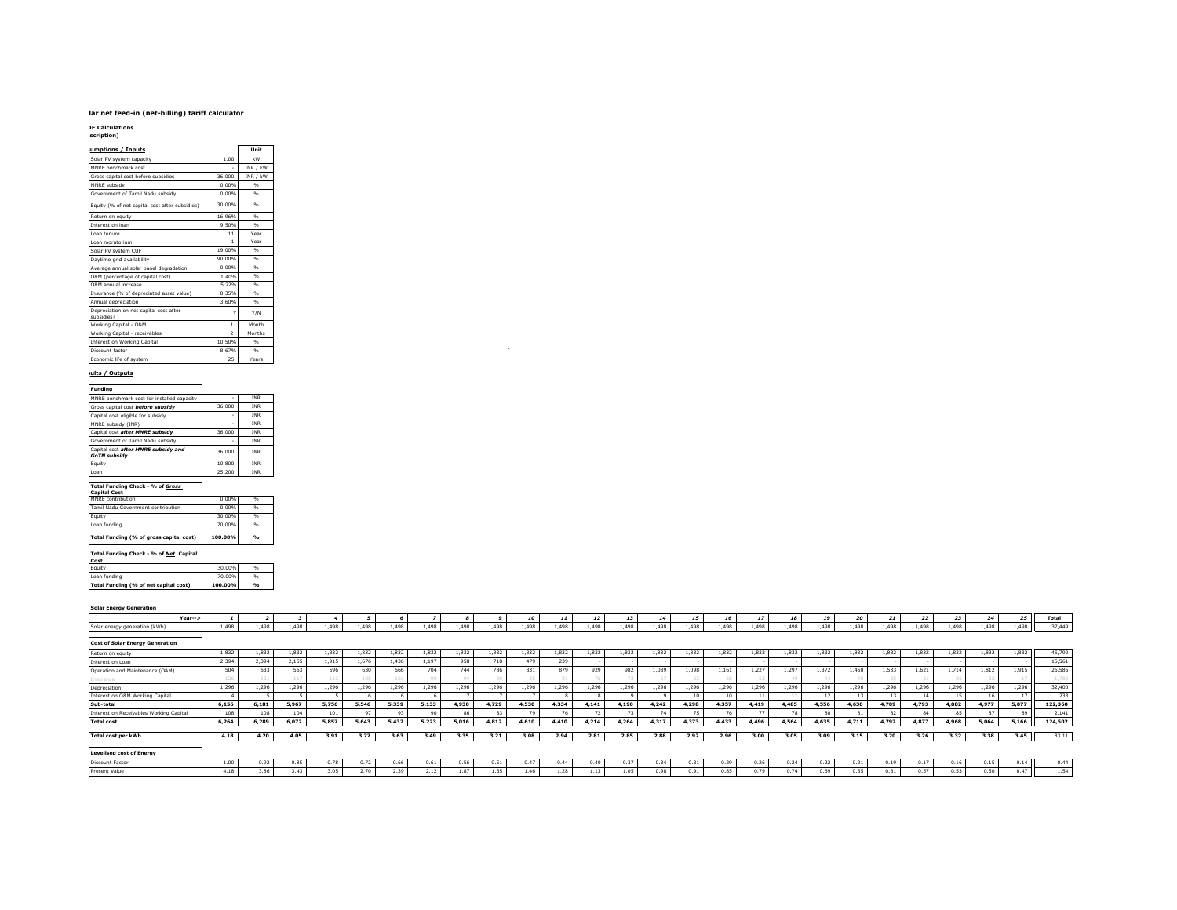# lar net feed-in (net-billing) tariff calculator

**)E Calculations**
**scription]**

**umptions / Inputs**

| | | Unit |
|---|---|---|
| Solar PV system capacity | 1.00 | kW |
| MNRE benchmark cost | - | INR / kW |
| Gross capital cost before subsidies | 36,000 | INR / kW |
| MNRE subsidy | 0.00% | % |
| Government of Tamil Nadu subsidy | 0.00% | % |
| Equity (% of net capital cost after subsidies) | 30.00% | % |
| Return on equity | 16.96% | % |
| Interest on loan | 9.50% | % |
| Loan tenure | 11 | Year |
| Loan moratorium | 1 | Year |
| Solar PV system CUF | 19.00% | % |
| Daytime grid availability | 90.00% | % |
| Average annual solar panel degradation | 0.00% | % |
| O&M (percentage of capital cost) | 1.40% | % |
| O&M annual increase | 5.72% | % |
| Insurance (% of depreciated asset value) | 0.35% | % |
| Annual depreciation | 3.60% | % |
| Depreciation on net capital cost after subsidies? | Y | Y/N |
| Working Capital - O&M | 1 | Month |
| Working Capital - receivables | 2 | Months |
| Interest on Working Capital | 10.50% | % |
| Discount factor | 8.67% | % |
| Economic life of system | 25 | Years |

**ults / Outputs**

| Funding | | |
|---|---|---|
| MNRE benchmark cost for installed capacity | - | INR |
| Gross capital cost ***before subsidy*** | 36,000 | INR |
| Capital cost eligible for subsidy | - | INR |
| MNRE subsidy (INR) | - | INR |
| Capital cost ***after MNRE subsidy*** | 36,000 | INR |
| Government of Tamil Nadu subsidy | - | INR |
| Capital cost ***after MNRE subsidy and GoTN subsidy*** | 36,000 | INR |
| Equity | 10,800 | INR |
| Loan | 25,200 | INR |

| Total Funding Check - % of ***Gross*** Capital Cost | | |
|---|---|---|
| MNRE contribution | 0.00% | % |
| Tamil Nadu Government contribution | 0.00% | % |
| Equity | 30.00% | % |
| Loan funding | 70.00% | % |
| **Total Funding (% of gross capital cost)** | **100.00%** | **%** |

| Total Funding Check - % of ***Net*** Capital Cost | | |
|---|---|---|
| Equity | 30.00% | % |
| Loan funding | 70.00% | % |
| **Total Funding (% of net capital cost)** | **100.00%** | **%** |

| **Solar Energy Generation** | | | | | | | | | | | | | | | | | | | | | | | | | | |
|---|---|---|---|---|---|---|---|---|---|---|---|---|---|---|---|---|---|---|---|---|---|---|---|---|---|---|
| **Year-->** | **1** | **2** | **3** | **4** | **5** | **6** | **7** | **8** | **9** | **10** | **11** | **12** | **13** | **14** | **15** | **16** | **17** | **18** | **19** | **20** | **21** | **22** | **23** | **24** | **25** | **Total** |
| Solar energy generation (kWh) | 1,498 | 1,498 | 1,498 | 1,498 | 1,498 | 1,498 | 1,498 | 1,498 | 1,498 | 1,498 | 1,498 | 1,498 | 1,498 | 1,498 | 1,498 | 1,498 | 1,498 | 1,498 | 1,498 | 1,498 | 1,498 | 1,498 | 1,498 | 1,498 | 1,498 | 37,449 |
| **Cost of Solar Energy Generation** | | | | | | | | | | | | | | | | | | | | | | | | | | |
| Return on equity | 1,832 | 1,832 | 1,832 | 1,832 | 1,832 | 1,832 | 1,832 | 1,832 | 1,832 | 1,832 | 1,832 | 1,832 | 1,832 | 1,832 | 1,832 | 1,832 | 1,832 | 1,832 | 1,832 | 1,832 | 1,832 | 1,832 | 1,832 | 1,832 | 1,832 | 45,792 |
| Interest on Loan | 2,394 | 2,394 | 2,155 | 1,915 | 1,676 | 1,436 | 1,197 | 958 | 718 | 479 | 239 | - | - | - | - | - | - | - | - | - | - | - | - | - | - | 15,561 |
| Operation and Maintenance (O&M) | 504 | 533 | 563 | 596 | 630 | 666 | 704 | 744 | 786 | 831 | 879 | 929 | 982 | 1,039 | 1,098 | 1,161 | 1,227 | 1,297 | 1,372 | 1,450 | 1,533 | 1,621 | 1,714 | 1,812 | 1,915 | 26,586 |
| Insurance | 126 | 121 | 117 | 112 | 108 | 103 | 99 | 94 | 90 | 85 | 81 | 76 | 72 | 67 | 63 | 58 | 54 | 49 | 45 | 40 | 36 | 31 | 27 | 22 | 18 | 1,795 |
| Depreciation | 1,296 | 1,296 | 1,296 | 1,296 | 1,296 | 1,296 | 1,296 | 1,296 | 1,296 | 1,296 | 1,296 | 1,296 | 1,296 | 1,296 | 1,296 | 1,296 | 1,296 | 1,296 | 1,296 | 1,296 | 1,296 | 1,296 | 1,296 | 1,296 | 1,296 | 32,400 |
| Interest on O&M Working Capital | 4 | 5 | 5 | 5 | 6 | 6 | 6 | 7 | 7 | 7 | 8 | 8 | 9 | 9 | 10 | 10 | 11 | 11 | 12 | 13 | 13 | 14 | 15 | 16 | 17 | 233 |
| **Sub-total** | **6,156** | **6,181** | **5,967** | **5,756** | **5,546** | **5,339** | **5,133** | **4,930** | **4,729** | **4,530** | **4,334** | **4,141** | **4,190** | **4,242** | **4,298** | **4,357** | **4,419** | **4,485** | **4,556** | **4,630** | **4,709** | **4,793** | **4,882** | **4,977** | **5,077** | **122,360** |
| Interest on Receivables Working Capital | 108 | 108 | 104 | 101 | 97 | 93 | 90 | 86 | 83 | 79 | 76 | 72 | 73 | 74 | 75 | 76 | 77 | 78 | 80 | 81 | 82 | 84 | 85 | 87 | 89 | 2,141 |
| **Total cost** | **6,264** | **6,289** | **6,072** | **5,857** | **5,643** | **5,432** | **5,223** | **5,016** | **4,812** | **4,610** | **4,410** | **4,214** | **4,264** | **4,317** | **4,373** | **4,433** | **4,496** | **4,564** | **4,635** | **4,711** | **4,792** | **4,877** | **4,968** | **5,064** | **5,166** | **124,502** |
| **Total cost per kWh** | **4.18** | **4.20** | **4.05** | **3.91** | **3.77** | **3.63** | **3.49** | **3.35** | **3.21** | **3.08** | **2.94** | **2.81** | **2.85** | **2.88** | **2.92** | **2.96** | **3.00** | **3.05** | **3.09** | **3.15** | **3.20** | **3.26** | **3.32** | **3.38** | **3.45** | 83.11 |
| **Levelised cost of Energy** | | | | | | | | | | | | | | | | | | | | | | | | | | |
| Discount Factor | 1.00 | 0.92 | 0.85 | 0.78 | 0.72 | 0.66 | 0.61 | 0.56 | 0.51 | 0.47 | 0.44 | 0.40 | 0.37 | 0.34 | 0.31 | 0.29 | 0.26 | 0.24 | 0.22 | 0.21 | 0.19 | 0.17 | 0.16 | 0.15 | 0.14 | 0.44 |
| Present Value | 4.18 | 3.86 | 3.43 | 3.05 | 2.70 | 2.39 | 2.12 | 1.87 | 1.65 | 1.46 | 1.28 | 1.13 | 1.05 | 0.98 | 0.91 | 0.85 | 0.79 | 0.74 | 0.69 | 0.65 | 0.61 | 0.57 | 0.53 | 0.50 | 0.47 | 1.54 |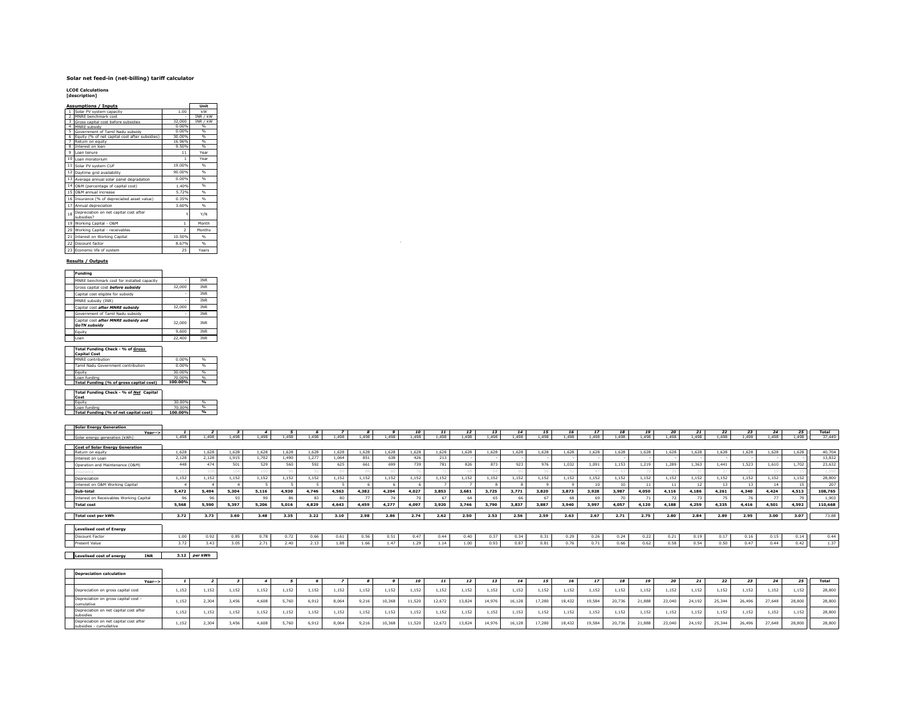**Solar net feed-in (net-billing) tariff calculator**

**LCOE Calculations**
**[description]**

| | Assumptions / Inputs | | Unit |
|---|---|---|---|
| 1 | Solar PV system capacity | 1.00 | kW |
| 2 | MNRE benchmark cost | - | INR / kW |
| 3 | Gross capital cost before subsidies | 32,000 | INR / kW |
| 4 | MNRE subsidy | 0.00% | % |
| 5 | Government of Tamil Nadu subsidy | 0.00% | % |
| 6 | Equity (% of net capital cost after subsidies) | 30.00% | % |
| 7 | Return on equity | 16.96% | % |
| 8 | Interest on loan | 9.50% | % |
| 9 | Loan tenure | 11 | Year |
| 10 | Loan moratorium | 1 | Year |
| 11 | Solar PV system CUF | 19.00% | % |
| 12 | Daytime grid availability | 90.00% | % |
| 13 | Average annual solar panel degradation | 0.00% | % |
| 14 | O&M (percentage of capital cost) | 1.40% | % |
| 15 | O&M annual increase | 5.72% | % |
| 16 | Insurance (% of depreciated asset value) | 0.35% | % |
| 17 | Annual depreciation | 3.60% | % |
| 18 | Depreciation on net capital cost after subsidies? | Y | Y/N |
| 19 | Working Capital - O&M | 1 | Month |
| 20 | Working Capital - receivables | 2 | Months |
| 21 | Interest on Working Capital | 10.50% | % |
| 22 | Discount factor | 8.67% | % |
| 23 | Economic life of system | 25 | Years |

**Results / Outputs**

| Funding | | |
|---|---|---|
| MNRE benchmark cost for installed capacity | - | INR |
| Gross capital cost ***before subsidy*** | 32,000 | INR |
| Capital cost eligible for subsidy | - | INR |
| MNRE subsidy (INR) | - | INR |
| Capital cost ***after MNRE subsidy*** | 32,000 | INR |
| Government of Tamil Nadu subsidy | - | INR |
| Capital cost ***after MNRE subsidy and GoTN subsidy*** | 32,000 | INR |
| Equity | 9,600 | INR |
| Loan | 22,400 | INR |

| Total Funding Check - % of ***Gross*** Capital Cost | | |
|---|---|---|
| MNRE contribution | 0.00% | % |
| Tamil Nadu Government contribution | 0.00% | % |
| Equity | 30.00% | % |
| Loan funding | 70.00% | % |
| **Total Funding (% of gross capital cost)** | **100.00%** | **%** |

| Total Funding Check - % of ***Net*** Capital Cost | | |
|---|---|---|
| Equity | 30.00% | % |
| Loan funding | 70.00% | % |
| **Total Funding (% of net capital cost)** | **100.00%** | **%** |

| Solar Energy Generation Year--> | 1 | 2 | 3 | 4 | 5 | 6 | 7 | 8 | 9 | 10 | 11 | 12 | 13 | 14 | 15 | 16 | 17 | 18 | 19 | 20 | 21 | 22 | 23 | 24 | 25 | Total |
|---|---|---|---|---|---|---|---|---|---|---|---|---|---|---|---|---|---|---|---|---|---|---|---|---|---|---|
| Solar energy generation (kWh) | 1,498 | 1,498 | 1,498 | 1,498 | 1,498 | 1,498 | 1,498 | 1,498 | 1,498 | 1,498 | 1,498 | 1,498 | 1,498 | 1,498 | 1,498 | 1,498 | 1,498 | 1,498 | 1,498 | 1,498 | 1,498 | 1,498 | 1,498 | 1,498 | 1,498 | 37,449 |
| **Cost of Solar Energy Generation** | | | | | | | | | | | | | | | | | | | | | | | | | | |
| Return on equity | 1,628 | 1,628 | 1,628 | 1,628 | 1,628 | 1,628 | 1,628 | 1,628 | 1,628 | 1,628 | 1,628 | 1,628 | 1,628 | 1,628 | 1,628 | 1,628 | 1,628 | 1,628 | 1,628 | 1,628 | 1,628 | 1,628 | 1,628 | 1,628 | 1,628 | 40,704 |
| Interest on Loan | 2,128 | 2,128 | 1,915 | 1,702 | 1,490 | 1,277 | 1,064 | 851 | 638 | 426 | 213 | - | - | - | - | - | - | - | - | - | - | - | - | - | - | 13,832 |
| Operation and Maintenance (O&M) | 448 | 474 | 501 | 529 | 560 | 592 | 625 | 661 | 699 | 739 | 781 | 826 | 873 | 923 | 976 | 1,032 | 1,091 | 1,153 | 1,219 | 1,289 | 1,363 | 1,441 | 1,523 | 1,610 | 1,702 | 23,632 |
| Insurance | | | | | | | | | | | | | | | | | | | | | | | | | | |
| Depreciation | 1,152 | 1,152 | 1,152 | 1,152 | 1,152 | 1,152 | 1,152 | 1,152 | 1,152 | 1,152 | 1,152 | 1,152 | 1,152 | 1,152 | 1,152 | 1,152 | 1,152 | 1,152 | 1,152 | 1,152 | 1,152 | 1,152 | 1,152 | 1,152 | 1,152 | 28,800 |
| Interest on O&M Working Capital | 4 | 4 | 4 | 5 | 5 | 5 | 5 | 6 | 6 | 6 | 7 | 7 | 8 | 8 | 9 | 9 | 10 | 10 | 11 | 11 | 12 | 13 | 13 | 14 | 15 | 207 |
| **Sub-total** | **5,472** | **5,494** | **5,304** | **5,116** | **4,930** | **4,746** | **4,563** | **4,382** | **4,204** | **4,027** | **3,853** | **3,681** | **3,725** | **3,771** | **3,820** | **3,873** | **3,928** | **3,987** | **4,050** | **4,116** | **4,186** | **4,261** | **4,340** | **4,424** | **4,513** | **108,765** |
| Interest on Receivables Working Capital | 96 | 96 | 93 | 90 | 86 | 83 | 80 | 77 | 74 | 70 | 67 | 64 | 65 | 66 | 67 | 68 | 69 | 70 | 71 | 72 | 73 | 75 | 76 | 77 | 79 | 1,903 |
| **Total cost** | **5,568** | **5,590** | **5,397** | **5,206** | **5,016** | **4,829** | **4,643** | **4,459** | **4,277** | **4,097** | **3,920** | **3,746** | **3,790** | **3,837** | **3,887** | **3,940** | **3,997** | **4,057** | **4,120** | **4,188** | **4,259** | **4,335** | **4,416** | **4,501** | **4,592** | **110,668** |
| **Total cost per kWh** | **3.72** | **3.73** | **3.60** | **3.48** | **3.35** | **3.22** | **3.10** | **2.98** | **2.86** | **2.74** | **2.62** | **2.50** | **2.53** | **2.56** | **2.59** | **2.63** | **2.67** | **2.71** | **2.75** | **2.80** | **2.84** | **2.89** | **2.95** | **3.00** | **3.07** | 73.88 |

| Levelised cost of Energy | 1 | 2 | 3 | 4 | 5 | 6 | 7 | 8 | 9 | 10 | 11 | 12 | 13 | 14 | 15 | 16 | 17 | 18 | 19 | 20 | 21 | 22 | 23 | 24 | 25 | Total |
|---|---|---|---|---|---|---|---|---|---|---|---|---|---|---|---|---|---|---|---|---|---|---|---|---|---|---|
| Discount Factor | 1.00 | 0.92 | 0.85 | 0.78 | 0.72 | 0.66 | 0.61 | 0.56 | 0.51 | 0.47 | 0.44 | 0.40 | 0.37 | 0.34 | 0.31 | 0.29 | 0.26 | 0.24 | 0.22 | 0.21 | 0.19 | 0.17 | 0.16 | 0.15 | 0.14 | 0.44 |
| Present Value | 3.72 | 3.43 | 3.05 | 2.71 | 2.40 | 2.13 | 1.88 | 1.66 | 1.47 | 1.29 | 1.14 | 1.00 | 0.93 | 0.87 | 0.81 | 0.76 | 0.71 | 0.66 | 0.62 | 0.58 | 0.54 | 0.50 | 0.47 | 0.44 | 0.42 | 1.37 |

| **Levelised cost of energy** | **INR** | **3.12** | ***per kWh*** |
|---|---|---|---|

| Depreciation calculation Year--> | 1 | 2 | 3 | 4 | 5 | 6 | 7 | 8 | 9 | 10 | 11 | 12 | 13 | 14 | 15 | 16 | 17 | 18 | 19 | 20 | 21 | 22 | 23 | 24 | 25 | Total |
|---|---|---|---|---|---|---|---|---|---|---|---|---|---|---|---|---|---|---|---|---|---|---|---|---|---|---|
| Depreciation on gross capital cost | 1,152 | 1,152 | 1,152 | 1,152 | 1,152 | 1,152 | 1,152 | 1,152 | 1,152 | 1,152 | 1,152 | 1,152 | 1,152 | 1,152 | 1,152 | 1,152 | 1,152 | 1,152 | 1,152 | 1,152 | 1,152 | 1,152 | 1,152 | 1,152 | 1,152 | 28,800 |
| Depreciation on gross capital cost - cumulative | 1,152 | 2,304 | 3,456 | 4,608 | 5,760 | 6,912 | 8,064 | 9,216 | 10,368 | 11,520 | 12,672 | 13,824 | 14,976 | 16,128 | 17,280 | 18,432 | 19,584 | 20,736 | 21,888 | 23,040 | 24,192 | 25,344 | 26,496 | 27,648 | 28,800 | 28,800 |
| Depreciation on net capital cost after subsidies | 1,152 | 1,152 | 1,152 | 1,152 | 1,152 | 1,152 | 1,152 | 1,152 | 1,152 | 1,152 | 1,152 | 1,152 | 1,152 | 1,152 | 1,152 | 1,152 | 1,152 | 1,152 | 1,152 | 1,152 | 1,152 | 1,152 | 1,152 | 1,152 | 1,152 | 28,800 |
| Depreciation on net capital cost after subsidies - cumulative | 1,152 | 2,304 | 3,456 | 4,608 | 5,760 | 6,912 | 8,064 | 9,216 | 10,368 | 11,520 | 12,672 | 13,824 | 14,976 | 16,128 | 17,280 | 18,432 | 19,584 | 20,736 | 21,888 | 23,040 | 24,192 | 25,344 | 26,496 | 27,648 | 28,800 | 28,800 |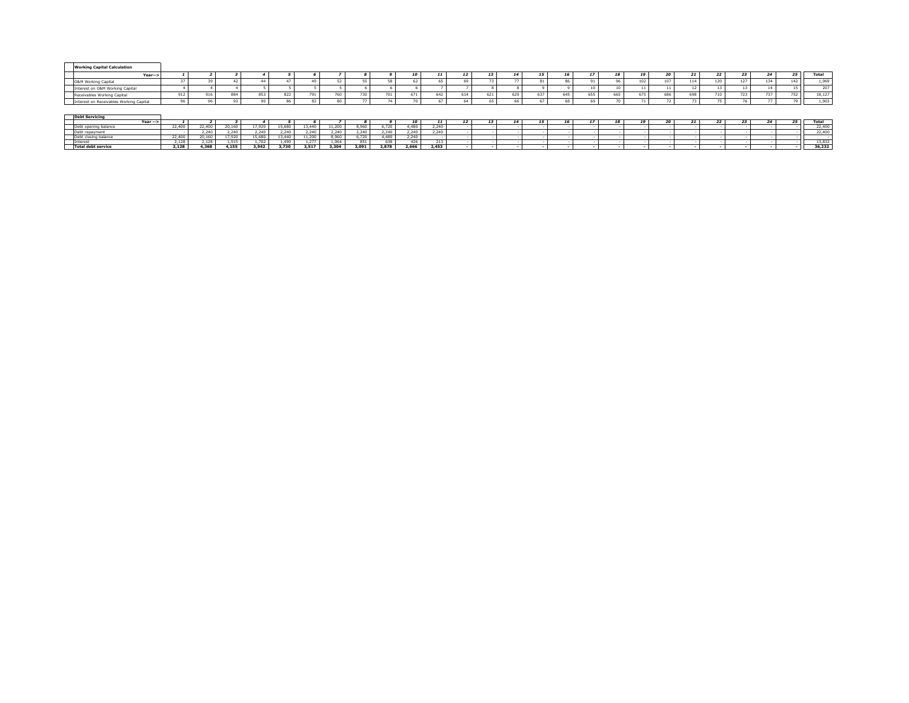**Working Capital Calculation**

| Year--> | 1 | 2 | 3 | 4 | 5 | 6 | 7 | 8 | 9 | 10 | 11 | 12 | 13 | 14 | 15 | 16 | 17 | 18 | 19 | 20 | 21 | 22 | 23 | 24 | 25 | Total |
|---|---|---|---|---|---|---|---|---|---|---|---|---|---|---|---|---|---|---|---|---|---|---|---|---|---|---|
| O&M Working Capital | 37 | 39 | 42 | 44 | 47 | 49 | 52 | 55 | 58 | 62 | 65 | 69 | 73 | 77 | 81 | 86 | 91 | 96 | 102 | 107 | 114 | 120 | 127 | 134 | 142 | 1,969 |
| Interest on O&M Working Capital | 4 | 4 | 4 | 5 | 5 | 5 | 5 | 6 | 6 | 6 | 7 | 7 | 8 | 8 | 9 | 9 | 10 | 10 | 11 | 11 | 12 | 13 | 13 | 14 | 15 | 207 |
| Receivables Working Capital | 912 | 916 | 884 | 853 | 822 | 791 | 760 | 730 | 701 | 671 | 642 | 614 | 621 | 629 | 637 | 645 | 655 | 665 | 675 | 686 | 698 | 710 | 723 | 737 | 752 | 18,127 |
| Interest on Receivables Working Capital | 96 | 96 | 93 | 90 | 86 | 83 | 80 | 77 | 74 | 70 | 67 | 64 | 65 | 66 | 67 | 68 | 69 | 70 | 71 | 72 | 73 | 75 | 76 | 77 | 79 | 1,903 |

**Debt Servicing**

| Year --> | 1 | 2 | 3 | 4 | 5 | 6 | 7 | 8 | 9 | 10 | 11 | 12 | 13 | 14 | 15 | 16 | 17 | 18 | 19 | 20 | 21 | 22 | 23 | 24 | 25 | Total |
|---|---|---|---|---|---|---|---|---|---|---|---|---|---|---|---|---|---|---|---|---|---|---|---|---|---|---|
| Debt opening balance | 22,400 | 22,400 | 20,160 | 17,920 | 15,680 | 13,440 | 11,200 | 8,960 | 6,720 | 4,480 | 2,240 | - | - | - | - | - | - | - | - | - | - | - | - | - | - | 22,400 |
| Debt repayment | - | 2,240 | 2,240 | 2,240 | 2,240 | 2,240 | 2,240 | 2,240 | 2,240 | 2,240 | 2,240 | - | - | - | - | - | - | - | - | - | - | - | - | - | - | 22,400 |
| Debt closing balance | 22,400 | 20,160 | 17,920 | 15,680 | 13,440 | 11,200 | 8,960 | 6,720 | 4,480 | 2,240 | - | - | - | - | - | - | - | - | - | - | - | - | - | - | - | - |
| Interest | 2,128 | 2,128 | 1,915 | 1,702 | 1,490 | 1,277 | 1,064 | 851 | 638 | 426 | 213 | - | - | - | - | - | - | - | - | - | - | - | - | - | - | 13,832 |
| **Total debt service** | **2,128** | **4,368** | **4,155** | **3,942** | **3,730** | **3,517** | **3,304** | **3,091** | **2,878** | **2,666** | **2,453** | - | - | - | - | - | - | - | - | - | - | - | - | - | - | **36,232** |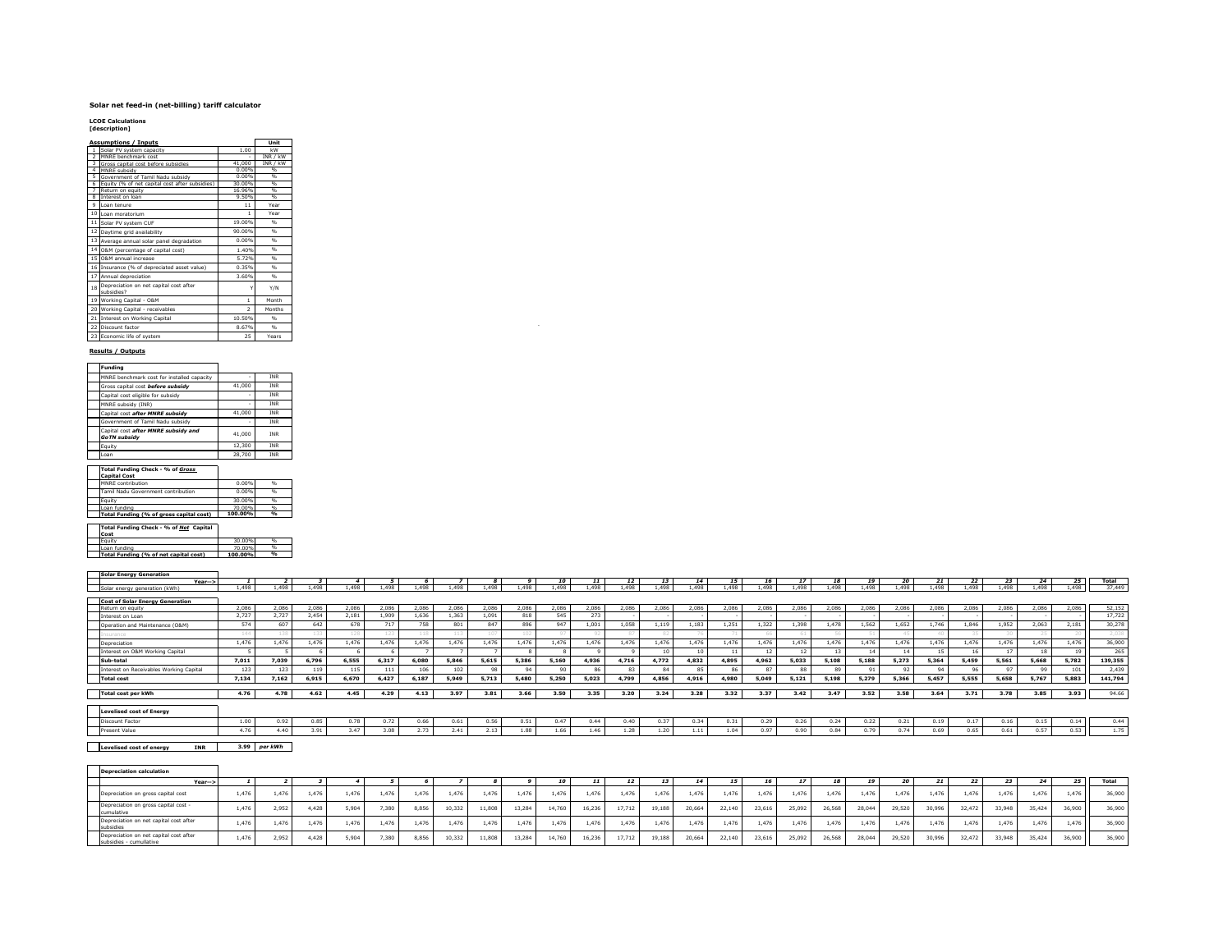**Solar net feed-in (net-billing) tariff calculator**

**LCOE Calculations**
**[description]**

| | Assumptions / Inputs | | Unit |
|---|---|---|---|
| 1 | Solar PV system capacity | 1.00 | kW |
| 2 | MNRE benchmark cost | - | INR / kW |
| 3 | Gross capital cost before subsidies | 41,000 | INR / kW |
| 4 | MNRE subsidy | 0.00% | % |
| 5 | Government of Tamil Nadu subsidy | 0.00% | % |
| 6 | Equity (% of net capital cost after subsidies) | 30.00% | % |
| 7 | Return on equity | 16.96% | % |
| 8 | Interest on loan | 9.50% | % |
| 9 | Loan tenure | 11 | Year |
| 10 | Loan moratorium | 1 | Year |
| 11 | Solar PV system CUF | 19.00% | % |
| 12 | Daytime grid availability | 90.00% | % |
| 13 | Average annual solar panel degradation | 0.00% | % |
| 14 | O&M (percentage of capital cost) | 1.40% | % |
| 15 | O&M annual increase | 5.72% | % |
| 16 | Insurance (% of depreciated asset value) | 0.35% | % |
| 17 | Annual depreciation | 3.60% | % |
| 18 | Depreciation on net capital cost after subsidies? | Y | Y/N |
| 19 | Working Capital - O&M | 1 | Month |
| 20 | Working Capital - receivables | 2 | Months |
| 21 | Interest on Working Capital | 10.50% | % |
| 22 | Discount factor | 8.67% | % |
| 23 | Economic life of system | 25 | Years |

**Results / Outputs**

| Funding | | |
|---|---|---|
| MNRE benchmark cost for installed capacity | - | INR |
| Gross capital cost ***before subsidy*** | 41,000 | INR |
| Capital cost eligible for subsidy | - | INR |
| MNRE subsidy (INR) | - | INR |
| Capital cost ***after MNRE subsidy*** | 41,000 | INR |
| Government of Tamil Nadu subsidy | - | INR |
| Capital cost ***after MNRE subsidy and GoTN subsidy*** | 41,000 | INR |
| Equity | 12,300 | INR |
| Loan | 28,700 | INR |

| Total Funding Check - % of ***Gross*** Capital Cost | | |
|---|---|---|
| MNRE contribution | 0.00% | % |
| Tamil Nadu Government contribution | 0.00% | % |
| Equity | 30.00% | % |
| Loan funding | 70.00% | % |
| **Total Funding (% of gross capital cost)** | **100.00%** | **%** |

| Total Funding Check - % of ***Net*** Capital Cost | | |
|---|---|---|
| Equity | 30.00% | % |
| Loan funding | 70.00% | % |
| **Total Funding (% of net capital cost)** | **100.00%** | **%** |

| Solar Energy Generation Year--> | 1 | 2 | 3 | 4 | 5 | 6 | 7 | 8 | 9 | 10 | 11 | 12 | 13 | 14 | 15 | 16 | 17 | 18 | 19 | 20 | 21 | 22 | 23 | 24 | 25 | Total |
|---|---|---|---|---|---|---|---|---|---|---|---|---|---|---|---|---|---|---|---|---|---|---|---|---|---|---|
| Solar energy generation (kWh) | 1,498 | 1,498 | 1,498 | 1,498 | 1,498 | 1,498 | 1,498 | 1,498 | 1,498 | 1,498 | 1,498 | 1,498 | 1,498 | 1,498 | 1,498 | 1,498 | 1,498 | 1,498 | 1,498 | 1,498 | 1,498 | 1,498 | 1,498 | 1,498 | 1,498 | 37,449 |
| **Cost of Solar Energy Generation** | | | | | | | | | | | | | | | | | | | | | | | | | | |
| Return on equity | 2,086 | 2,086 | 2,086 | 2,086 | 2,086 | 2,086 | 2,086 | 2,086 | 2,086 | 2,086 | 2,086 | 2,086 | 2,086 | 2,086 | 2,086 | 2,086 | 2,086 | 2,086 | 2,086 | 2,086 | 2,086 | 2,086 | 2,086 | 2,086 | 2,086 | 52,152 |
| Interest on Loan | 2,727 | 2,727 | 2,454 | 2,181 | 1,909 | 1,636 | 1,363 | 1,091 | 818 | 545 | 273 | - | - | - | - | - | - | - | - | - | - | - | - | - | - | 17,722 |
| Operation and Maintenance (O&M) | 574 | 607 | 642 | 678 | 717 | 758 | 801 | 847 | 896 | 947 | 1,001 | 1,058 | 1,119 | 1,183 | 1,251 | 1,322 | 1,398 | 1,478 | 1,562 | 1,652 | 1,746 | 1,846 | 1,952 | 2,063 | 2,181 | 30,278 |
| Insurance | | | | | | | | | | | | | | | | | | | | | | | | | | |
| Depreciation | 1,476 | 1,476 | 1,476 | 1,476 | 1,476 | 1,476 | 1,476 | 1,476 | 1,476 | 1,476 | 1,476 | 1,476 | 1,476 | 1,476 | 1,476 | 1,476 | 1,476 | 1,476 | 1,476 | 1,476 | 1,476 | 1,476 | 1,476 | 1,476 | 1,476 | 36,900 |
| Interest on O&M Working Capital | 5 | 5 | 6 | 6 | 6 | 7 | 7 | 7 | 8 | 8 | 9 | 9 | 10 | 10 | 11 | 12 | 12 | 13 | 14 | 14 | 15 | 16 | 17 | 18 | 19 | 265 |
| **Sub-total** | **7,011** | **7,039** | **6,796** | **6,555** | **6,317** | **6,080** | **5,846** | **5,615** | **5,386** | **5,160** | **4,936** | **4,716** | **4,772** | **4,832** | **4,895** | **4,962** | **5,033** | **5,108** | **5,188** | **5,273** | **5,364** | **5,459** | **5,561** | **5,668** | **5,782** | **139,355** |
| Interest on Receivables Working Capital | 123 | 123 | 119 | 115 | 111 | 106 | 102 | 98 | 94 | 90 | 86 | 83 | 84 | 85 | 86 | 87 | 88 | 89 | 91 | 92 | 94 | 96 | 97 | 99 | 101 | 2,439 |
| **Total cost** | **7,134** | **7,162** | **6,915** | **6,670** | **6,427** | **6,187** | **5,949** | **5,713** | **5,480** | **5,250** | **5,023** | **4,799** | **4,856** | **4,916** | **4,980** | **5,049** | **5,121** | **5,198** | **5,279** | **5,366** | **5,457** | **5,555** | **5,658** | **5,767** | **5,883** | **141,794** |
| **Total cost per kWh** | **4.76** | **4.78** | **4.62** | **4.45** | **4.29** | **4.13** | **3.97** | **3.81** | **3.66** | **3.50** | **3.35** | **3.20** | **3.24** | **3.28** | **3.32** | **3.37** | **3.42** | **3.47** | **3.52** | **3.58** | **3.64** | **3.71** | **3.78** | **3.85** | **3.93** | 94.66 |
| **Levelised cost of Energy** | | | | | | | | | | | | | | | | | | | | | | | | | | |
| Discount Factor | 1.00 | 0.92 | 0.85 | 0.78 | 0.72 | 0.66 | 0.61 | 0.56 | 0.51 | 0.47 | 0.44 | 0.40 | 0.37 | 0.34 | 0.31 | 0.29 | 0.26 | 0.24 | 0.22 | 0.21 | 0.19 | 0.17 | 0.16 | 0.15 | 0.14 | 0.44 |
| Present Value | 4.76 | 4.40 | 3.91 | 3.47 | 3.08 | 2.73 | 2.41 | 2.13 | 1.88 | 1.66 | 1.46 | 1.28 | 1.20 | 1.11 | 1.04 | 0.97 | 0.90 | 0.84 | 0.79 | 0.74 | 0.69 | 0.65 | 0.61 | 0.57 | 0.53 | 1.75 |

| **Levelised cost of energy** | **INR** | **3.99** | ***per kWh*** |
|---|---|---|---|

| Depreciation calculation Year--> | 1 | 2 | 3 | 4 | 5 | 6 | 7 | 8 | 9 | 10 | 11 | 12 | 13 | 14 | 15 | 16 | 17 | 18 | 19 | 20 | 21 | 22 | 23 | 24 | 25 | Total |
|---|---|---|---|---|---|---|---|---|---|---|---|---|---|---|---|---|---|---|---|---|---|---|---|---|---|---|
| Depreciation on gross capital cost | 1,476 | 1,476 | 1,476 | 1,476 | 1,476 | 1,476 | 1,476 | 1,476 | 1,476 | 1,476 | 1,476 | 1,476 | 1,476 | 1,476 | 1,476 | 1,476 | 1,476 | 1,476 | 1,476 | 1,476 | 1,476 | 1,476 | 1,476 | 1,476 | 1,476 | 36,900 |
| Depreciation on gross capital cost - cumulative | 1,476 | 2,952 | 4,428 | 5,904 | 7,380 | 8,856 | 10,332 | 11,808 | 13,284 | 14,760 | 16,236 | 17,712 | 19,188 | 20,664 | 22,140 | 23,616 | 25,092 | 26,568 | 28,044 | 29,520 | 30,996 | 32,472 | 33,948 | 35,424 | 36,900 | 36,900 |
| Depreciation on net capital cost after subsidies | 1,476 | 1,476 | 1,476 | 1,476 | 1,476 | 1,476 | 1,476 | 1,476 | 1,476 | 1,476 | 1,476 | 1,476 | 1,476 | 1,476 | 1,476 | 1,476 | 1,476 | 1,476 | 1,476 | 1,476 | 1,476 | 1,476 | 1,476 | 1,476 | 1,476 | 36,900 |
| Depreciation on net capital cost after subsidies - cumulative | 1,476 | 2,952 | 4,428 | 5,904 | 7,380 | 8,856 | 10,332 | 11,808 | 13,284 | 14,760 | 16,236 | 17,712 | 19,188 | 20,664 | 22,140 | 23,616 | 25,092 | 26,568 | 28,044 | 29,520 | 30,996 | 32,472 | 33,948 | 35,424 | 36,900 | 36,900 |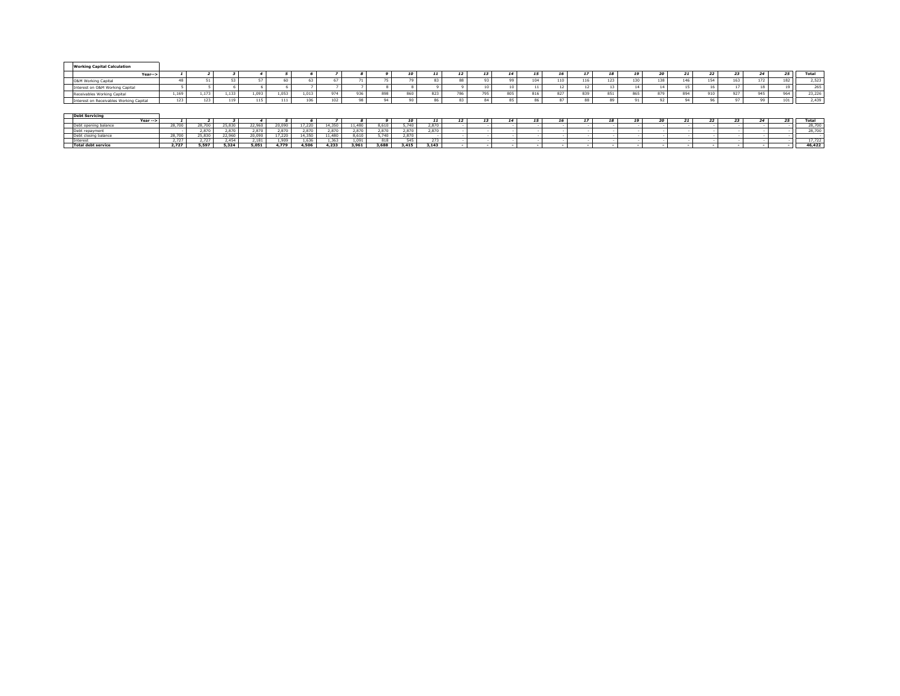**Working Capital Calculation**

| Year--> | 1 | 2 | 3 | 4 | 5 | 6 | 7 | 8 | 9 | 10 | 11 | 12 | 13 | 14 | 15 | 16 | 17 | 18 | 19 | 20 | 21 | 22 | 23 | 24 | 25 | Total |
|---|---|---|---|---|---|---|---|---|---|---|---|---|---|---|---|---|---|---|---|---|---|---|---|---|---|---|
| O&M Working Capital | 48 | 51 | 53 | 57 | 60 | 63 | 67 | 71 | 75 | 79 | 83 | 88 | 93 | 99 | 104 | 110 | 116 | 123 | 130 | 138 | 146 | 154 | 163 | 172 | 182 | 2,523 |
| Interest on O&M Working Capital | 5 | 5 | 6 | 6 | 6 | 7 | 7 | 7 | 8 | 8 | 9 | 9 | 10 | 10 | 11 | 12 | 12 | 13 | 14 | 14 | 15 | 16 | 17 | 18 | 19 | 265 |
| Receivables Working Capital | 1,169 | 1,173 | 1,133 | 1,093 | 1,053 | 1,013 | 974 | 936 | 898 | 860 | 823 | 786 | 795 | 805 | 816 | 827 | 839 | 851 | 865 | 879 | 894 | 910 | 927 | 945 | 964 | 23,226 |
| Interest on Receivables Working Capital | 123 | 123 | 119 | 115 | 111 | 106 | 102 | 98 | 94 | 90 | 86 | 83 | 84 | 85 | 86 | 87 | 88 | 89 | 91 | 92 | 94 | 96 | 97 | 99 | 101 | 2,439 |

**Debt Servicing**

| Year --> | 1 | 2 | 3 | 4 | 5 | 6 | 7 | 8 | 9 | 10 | 11 | 12 | 13 | 14 | 15 | 16 | 17 | 18 | 19 | 20 | 21 | 22 | 23 | 24 | 25 | Total |
|---|---|---|---|---|---|---|---|---|---|---|---|---|---|---|---|---|---|---|---|---|---|---|---|---|---|---|
| Debt opening balance | 28,700 | 28,700 | 25,830 | 22,960 | 20,090 | 17,220 | 14,350 | 11,480 | 8,610 | 5,740 | 2,870 | - | - | - | - | - | - | - | - | - | - | - | - | - | - | 28,700 |
| Debt repayment | - | 2,870 | 2,870 | 2,870 | 2,870 | 2,870 | 2,870 | 2,870 | 2,870 | 2,870 | 2,870 | - | - | - | - | - | - | - | - | - | - | - | - | - | - | 28,700 |
| Debt closing balance | 28,700 | 25,830 | 22,960 | 20,090 | 17,220 | 14,350 | 11,480 | 8,610 | 5,740 | 2,870 | - | - | - | - | - | - | - | - | - | - | - | - | - | - | - | - |
| Interest | 2,727 | 2,727 | 2,454 | 2,181 | 1,909 | 1,636 | 1,363 | 1,091 | 818 | 545 | 273 | - | - | - | - | - | - | - | - | - | - | - | - | - | - | 17,722 |
| **Total debt service** | **2,727** | **5,597** | **5,324** | **5,051** | **4,779** | **4,506** | **4,233** | **3,961** | **3,688** | **3,415** | **3,143** | - | - | - | - | - | - | - | - | - | - | - | - | - | - | **46,422** |